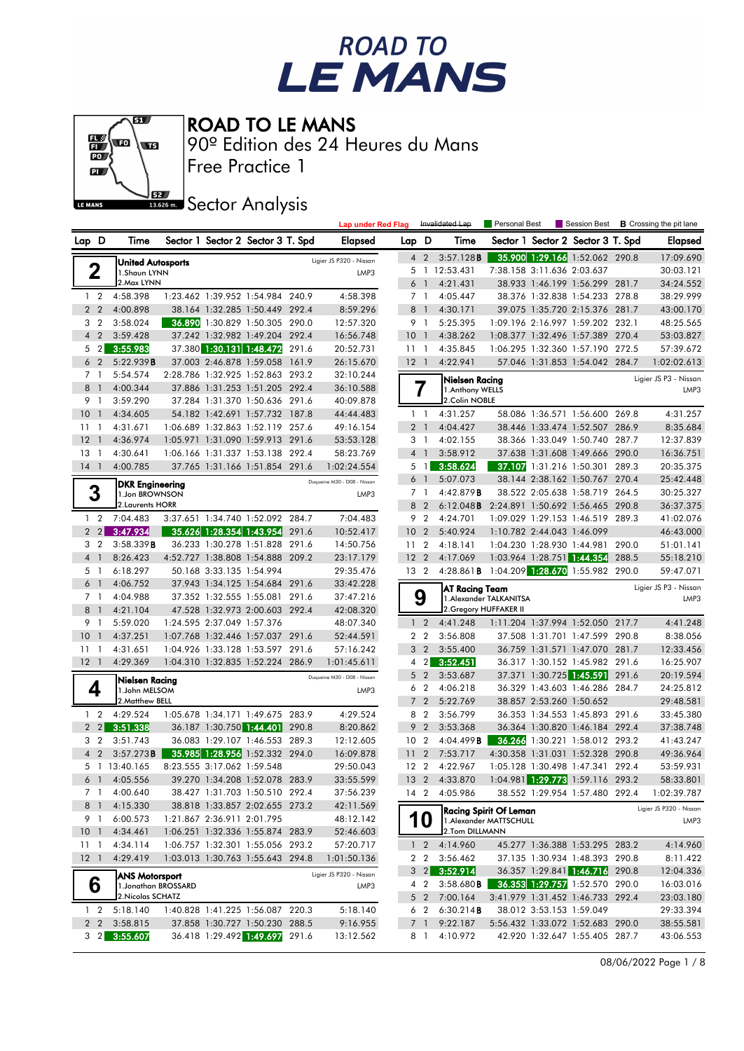# ROAD TO LE MANS

90º Edition des 24 Heures du Mans

Free Practice 1

Sector Analysis

Lap under Red Flag | Invalidated Lap | Personal Best | Session Best | **B** Crossing the pit lane

## 2 — United Autosports — Ligier JS P320 - Nissan — LMP3
1.Shaun LYNN
2.Max LYNN

| Lap | D | Time | Sector 1 | Sector 2 | Sector 3 | T. Spd | Elapsed |
|---|---|---|---|---|---|---|---|
| 1 | 2 | 4:58.398 | 1:23.462 | 1:39.952 | 1:54.984 | 240.9 | 4:58.398 |
| 2 | 2 | 4:00.898 | 38.164 | 1:32.285 | 1:50.449 | 292.4 | 8:59.296 |
| 3 | 2 | 3:58.024 | 36.890 | 1:30.829 | 1:50.305 | 290.0 | 12:57.320 |
| 4 | 2 | 3:59.428 | 37.242 | 1:32.982 | 1:49.204 | 292.4 | 16:56.748 |
| 5 | 2 | 3:55.983 | 37.380 | 1:30.131 | 1:48.472 | 291.6 | 20:52.731 |
| 6 | 2 | 5:22.939B | 37.003 | 2:46.878 | 1:59.058 | 161.9 | 26:15.670 |
| 7 | 1 | 5:54.574 | 2:28.786 | 1:32.925 | 1:52.863 | 293.2 | 32:10.244 |
| 8 | 1 | 4:00.344 | 37.886 | 1:31.253 | 1:51.205 | 292.4 | 36:10.588 |
| 9 | 1 | 3:59.290 | 37.284 | 1:31.370 | 1:50.636 | 291.6 | 40:09.878 |
| 10 | 1 | 4:34.605 | 54.182 | 1:42.691 | 1:57.732 | 187.8 | 44:44.483 |
| 11 | 1 | 4:31.671 | 1:06.689 | 1:32.863 | 1:52.119 | 257.6 | 49:16.154 |
| 12 | 1 | 4:36.974 | 1:05.971 | 1:31.090 | 1:59.913 | 291.6 | 53:53.128 |
| 13 | 1 | 4:30.641 | 1:06.166 | 1:31.337 | 1:53.138 | 292.4 | 58:23.769 |
| 14 | 1 | 4:00.785 | 37.765 | 1:31.166 | 1:51.854 | 291.6 | 1:02:24.554 |

## 3 — DKR Engineering — Duqueine M30 - D08 - Nissan — LMP3
1.Jon BROWNSON
2.Laurents HORR

| Lap | D | Time | Sector 1 | Sector 2 | Sector 3 | T. Spd | Elapsed |
|---|---|---|---|---|---|---|---|
| 1 | 2 | 7:04.483 | 3:37.651 | 1:34.740 | 1:52.092 | 284.7 | 7:04.483 |
| 2 | 2 | 3:47.934 | 35.626 | 1:28.354 | 1:43.954 | 291.6 | 10:52.417 |
| 3 | 2 | 3:58.339B | 36.233 | 1:30.278 | 1:51.828 | 291.6 | 14:50.756 |
| 4 | 1 | 8:26.423 | 4:52.727 | 1:38.808 | 1:54.888 | 209.2 | 23:17.179 |
| 5 | 1 | 6:18.297 | 50.168 | 3:33.135 | 1:54.994 | | 29:35.476 |
| 6 | 1 | 4:06.752 | 37.943 | 1:34.125 | 1:54.684 | 291.6 | 33:42.228 |
| 7 | 1 | 4:04.988 | 37.352 | 1:32.555 | 1:55.081 | 291.6 | 37:47.216 |
| 8 | 1 | 4:21.104 | 47.528 | 1:32.973 | 2:00.603 | 292.4 | 42:08.320 |
| 9 | 1 | 5:59.020 | 1:24.595 | 2:37.049 | 1:57.376 | | 48:07.340 |
| 10 | 1 | 4:37.251 | 1:07.768 | 1:32.446 | 1:57.037 | 291.6 | 52:44.591 |
| 11 | 1 | 4:31.651 | 1:04.926 | 1:33.128 | 1:53.597 | 291.6 | 57:16.242 |
| 12 | 1 | 4:29.369 | 1:04.310 | 1:32.835 | 1:52.224 | 286.9 | 1:01:45.611 |

## 4 — Nielsen Racing — Duqueine M30 - D08 - Nissan — LMP3
1.John MELSOM
2.Matthew BELL

| Lap | D | Time | Sector 1 | Sector 2 | Sector 3 | T. Spd | Elapsed |
|---|---|---|---|---|---|---|---|
| 1 | 2 | 4:29.524 | 1:05.678 | 1:34.171 | 1:49.675 | 283.9 | 4:29.524 |
| 2 | 2 | 3:51.338 | 36.187 | 1:30.750 | 1:44.401 | 290.8 | 8:20.862 |
| 3 | 2 | 3:51.743 | 36.083 | 1:29.107 | 1:46.553 | 289.3 | 12:12.605 |
| 4 | 2 | 3:57.273B | 35.985 | 1:28.956 | 1:52.332 | 294.0 | 16:09.878 |
| 5 | 1 | 13:40.165 | 8:23.555 | 3:17.062 | 1:59.548 | | 29:50.043 |
| 6 | 1 | 4:05.556 | 39.270 | 1:34.208 | 1:52.078 | 283.9 | 33:55.599 |
| 7 | 1 | 4:00.640 | 38.427 | 1:31.703 | 1:50.510 | 292.4 | 37:56.239 |
| 8 | 1 | 4:15.330 | 38.818 | 1:33.857 | 2:02.655 | 273.2 | 42:11.569 |
| 9 | 1 | 6:00.573 | 1:21.867 | 2:36.911 | 2:01.795 | | 48:12.142 |
| 10 | 1 | 4:34.461 | 1:06.251 | 1:32.336 | 1:55.874 | 283.9 | 52:46.603 |
| 11 | 1 | 4:34.114 | 1:06.757 | 1:32.301 | 1:55.056 | 293.2 | 57:20.717 |
| 12 | 1 | 4:29.419 | 1:03.013 | 1:30.763 | 1:55.643 | 294.8 | 1:01:50.136 |

## 6 — ANS Motorsport — Ligier JS P320 - Nissan — LMP3
1.Jonathan BROSSARD
2.Nicolas SCHATZ

| Lap | D | Time | Sector 1 | Sector 2 | Sector 3 | T. Spd | Elapsed |
|---|---|---|---|---|---|---|---|
| 1 | 2 | 5:18.140 | 1:40.828 | 1:41.225 | 1:56.087 | 220.3 | 5:18.140 |
| 2 | 2 | 3:58.815 | 37.858 | 1:30.727 | 1:50.230 | 288.5 | 9:16.955 |
| 3 | 2 | 3:55.607 | 36.418 | 1:29.492 | 1:49.697 | 291.6 | 13:12.562 |
| 4 | 2 | 3:57.128B | 35.900 | 1:29.166 | 1:52.062 | 290.8 | 17:09.690 |
| 5 | 1 | 12:53.431 | 7:38.158 | 3:11.636 | 2:03.637 | | 30:03.121 |
| 6 | 1 | 4:21.431 | 38.933 | 1:46.199 | 1:56.299 | 281.7 | 34:24.552 |
| 7 | 1 | 4:05.447 | 38.376 | 1:32.838 | 1:54.233 | 278.8 | 38:29.999 |
| 8 | 1 | 4:30.171 | 39.075 | 1:35.720 | 2:15.376 | 281.7 | 43:00.170 |
| 9 | 1 | 5:25.395 | 1:09.196 | 2:16.997 | 1:59.202 | 232.1 | 48:25.565 |
| 10 | 1 | 4:38.262 | 1:08.377 | 1:32.496 | 1:57.389 | 270.4 | 53:03.827 |
| 11 | 1 | 4:35.845 | 1:06.295 | 1:32.360 | 1:57.190 | 272.5 | 57:39.672 |
| 12 | 1 | 4:22.941 | 57.046 | 1:31.853 | 1:54.042 | 284.7 | 1:02:02.613 |

## 7 — Nielsen Racing — Ligier JS P3 - Nissan — LMP3
1.Anthony WELLS
2.Colin NOBLE

| Lap | D | Time | Sector 1 | Sector 2 | Sector 3 | T. Spd | Elapsed |
|---|---|---|---|---|---|---|---|
| 1 | 1 | 4:31.257 | 58.086 | 1:36.571 | 1:56.600 | 269.8 | 4:31.257 |
| 2 | 1 | 4:04.427 | 38.446 | 1:33.474 | 1:52.507 | 286.9 | 8:35.684 |
| 3 | 1 | 4:02.155 | 38.366 | 1:33.049 | 1:50.740 | 287.7 | 12:37.839 |
| 4 | 1 | 3:58.912 | 37.638 | 1:31.608 | 1:49.666 | 290.0 | 16:36.751 |
| 5 | 1 | 3:58.624 | 37.107 | 1:31.216 | 1:50.301 | 289.3 | 20:35.375 |
| 6 | 1 | 5:07.073 | 38.144 | 2:38.162 | 1:50.767 | 270.4 | 25:42.448 |
| 7 | 1 | 4:42.879B | 38.522 | 2:05.638 | 1:58.719 | 264.5 | 30:25.327 |
| 8 | 2 | 6:12.048B | 2:24.891 | 1:50.692 | 1:56.465 | 290.8 | 36:37.375 |
| 9 | 2 | 4:24.701 | 1:09.029 | 1:29.153 | 1:46.519 | 289.3 | 41:02.076 |
| 10 | 2 | 5:40.924 | 1:10.782 | 2:44.043 | 1:46.099 | | 46:43.000 |
| 11 | 2 | 4:18.141 | 1:04.230 | 1:28.930 | 1:44.981 | 290.0 | 51:01.141 |
| 12 | 2 | 4:17.069 | 1:03.964 | 1:28.751 | 1:44.354 | 288.5 | 55:18.210 |
| 13 | 2 | 4:28.861B | 1:04.209 | 1:28.670 | 1:55.982 | 290.0 | 59:47.071 |

## 9 — AT Racing Team — Ligier JS P3 - Nissan — LMP3
1.Alexander TALKANITSA
2.Gregory HUFFAKER II

| Lap | D | Time | Sector 1 | Sector 2 | Sector 3 | T. Spd | Elapsed |
|---|---|---|---|---|---|---|---|
| 1 | 2 | 4:41.248 | 1:11.204 | 1:37.994 | 1:52.050 | 217.7 | 4:41.248 |
| 2 | 2 | 3:56.808 | 37.508 | 1:31.701 | 1:47.599 | 290.8 | 8:38.056 |
| 3 | 2 | 3:55.400 | 36.759 | 1:31.571 | 1:47.070 | 281.7 | 12:33.456 |
| 4 | 2 | 3:52.451 | 36.317 | 1:30.152 | 1:45.982 | 291.6 | 16:25.907 |
| 5 | 2 | 3:53.687 | 37.371 | 1:30.725 | 1:45.591 | 291.6 | 20:19.594 |
| 6 | 2 | 4:06.218 | 36.329 | 1:43.603 | 1:46.286 | 284.7 | 24:25.812 |
| 7 | 2 | 5:22.769 | 38.857 | 2:53.260 | 1:50.652 | | 29:48.581 |
| 8 | 2 | 3:56.799 | 36.353 | 1:34.553 | 1:45.893 | 291.6 | 33:45.380 |
| 9 | 2 | 3:53.368 | 36.364 | 1:30.820 | 1:46.184 | 292.4 | 37:38.748 |
| 10 | 2 | 4:04.499B | 36.266 | 1:30.221 | 1:58.012 | 293.2 | 41:43.247 |
| 11 | 2 | 7:53.717 | 4:30.358 | 1:31.031 | 1:52.328 | 290.8 | 49:36.964 |
| 12 | 2 | 4:22.967 | 1:05.128 | 1:30.498 | 1:47.341 | 292.4 | 53:59.931 |
| 13 | 2 | 4:33.870 | 1:04.981 | 1:29.773 | 1:59.116 | 293.2 | 58:33.801 |
| 14 | 2 | 4:05.986 | 38.552 | 1:29.954 | 1:57.480 | 292.4 | 1:02:39.787 |

## 10 — Racing Spirit Of Leman — Ligier JS P320 - Nissan — LMP3
1.Alexander MATTSCHULL
2.Tom DILLMANN

| Lap | D | Time | Sector 1 | Sector 2 | Sector 3 | T. Spd | Elapsed |
|---|---|---|---|---|---|---|---|
| 1 | 2 | 4:14.960 | 45.277 | 1:36.388 | 1:53.295 | 283.2 | 4:14.960 |
| 2 | 2 | 3:56.462 | 37.135 | 1:30.934 | 1:48.393 | 290.8 | 8:11.422 |
| 3 | 2 | 3:52.914 | 36.357 | 1:29.841 | 1:46.716 | 290.8 | 12:04.336 |
| 4 | 2 | 3:58.680B | 36.353 | 1:29.757 | 1:52.570 | 290.0 | 16:03.016 |
| 5 | 2 | 7:00.164 | 3:41.979 | 1:31.452 | 1:46.733 | 292.4 | 23:03.180 |
| 6 | 2 | 6:30.214B | 38.012 | 3:53.153 | 1:59.049 | | 29:33.394 |
| 7 | 1 | 9:22.187 | 5:56.432 | 1:33.072 | 1:52.683 | 290.0 | 38:55.581 |
| 8 | 1 | 4:10.972 | 42.920 | 1:32.647 | 1:55.405 | 287.7 | 43:06.553 |

08/06/2022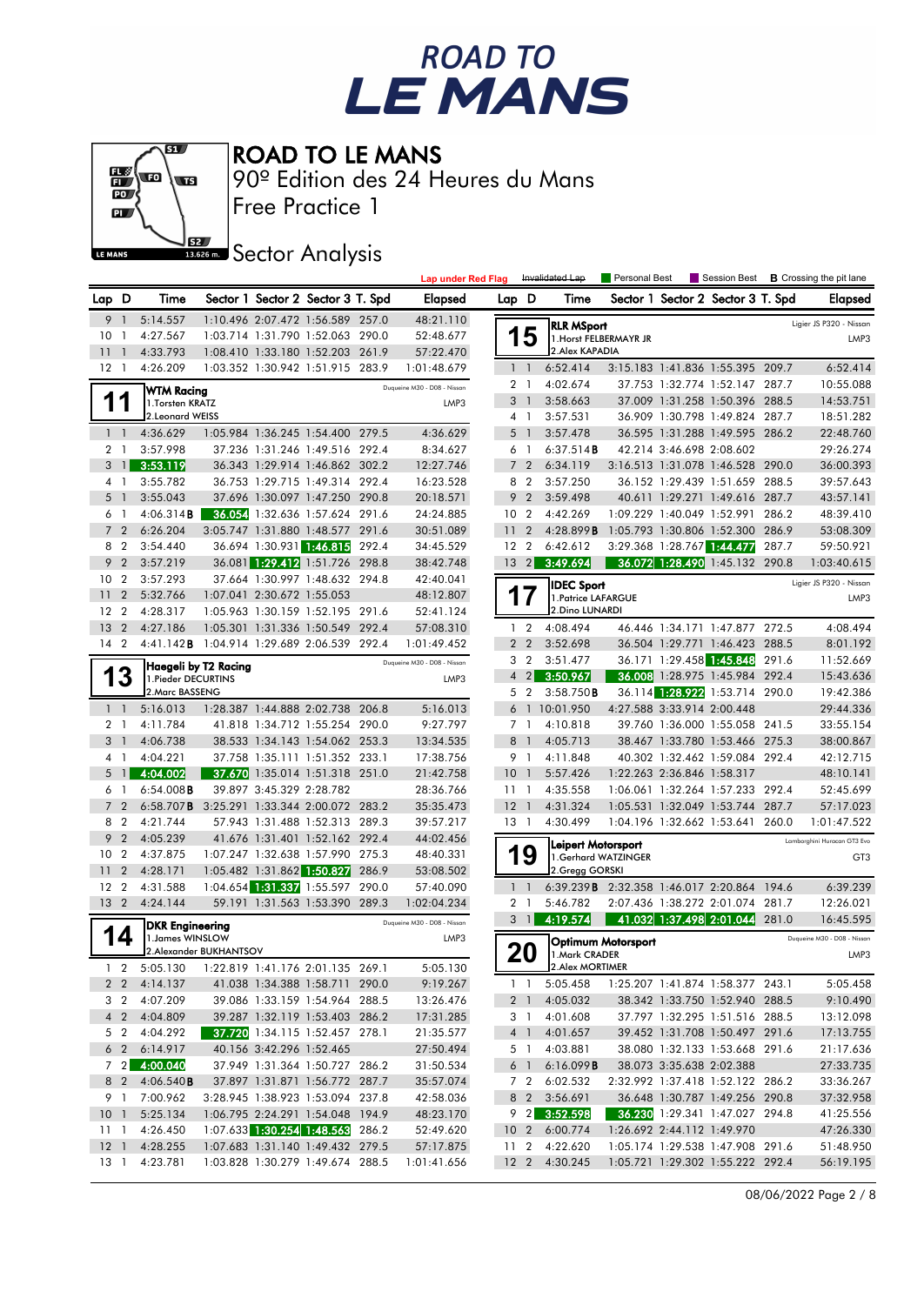# ROAD TO LE MANS

90º Edition des 24 Heures du Mans

Free Practice 1

Sector Analysis

Lap under Red Flag | Invalidated Lap | Personal Best | Session Best | **B** Crossing the pit lane

| Lap | D | Time | Sector 1 | Sector 2 | Sector 3 | T. Spd | Elapsed |
|---|---|---|---|---|---|---|---|
| 9 | 1 | 5:14.557 | 1:10.496 | 2:07.472 | 1:56.589 | 257.0 | 48:21.110 |
| 10 | 1 | 4:27.567 | 1:03.714 | 1:31.790 | 1:52.063 | 290.0 | 52:48.677 |
| 11 | 1 | 4:33.793 | 1:08.410 | 1:33.180 | 1:52.203 | 261.9 | 57:22.470 |
| 12 | 1 | 4:26.209 | 1:03.352 | 1:30.942 | 1:51.915 | 283.9 | 1:01:48.679 |

**11 — WTM Racing** — Duqueine M30 - D08 - Nissan — LMP3
1.Torsten KRATZ
2.Leonard WEISS

| Lap | D | Time | Sector 1 | Sector 2 | Sector 3 | T. Spd | Elapsed |
|---|---|---|---|---|---|---|---|
| 1 | 1 | 4:36.629 | 1:05.984 | 1:36.245 | 1:54.400 | 279.5 | 4:36.629 |
| 2 | 1 | 3:57.998 | 37.236 | 1:31.246 | 1:49.516 | 292.4 | 8:34.627 |
| 3 | 1 | 3:53.119 | 36.343 | 1:29.914 | 1:46.862 | 302.2 | 12:27.746 |
| 4 | 1 | 3:55.782 | 36.753 | 1:29.715 | 1:49.314 | 292.4 | 16:23.528 |
| 5 | 1 | 3:55.043 | 37.696 | 1:30.097 | 1:47.250 | 290.8 | 20:18.571 |
| 6 | 1 | 4:06.314**B** | 36.054 | 1:32.636 | 1:57.624 | 291.6 | 24:24.885 |
| 7 | 2 | 6:26.204 | 3:05.747 | 1:31.880 | 1:48.577 | 291.6 | 30:51.089 |
| 8 | 2 | 3:54.440 | 36.694 | 1:30.931 | 1:46.815 | 292.4 | 34:45.529 |
| 9 | 2 | 3:57.219 | 36.081 | 1:29.412 | 1:51.726 | 298.8 | 38:42.748 |
| 10 | 2 | 3:57.293 | 37.664 | 1:30.997 | 1:48.632 | 294.8 | 42:40.041 |
| 11 | 2 | 5:32.766 | 1:07.041 | 2:30.672 | 1:55.053 | | 48:12.807 |
| 12 | 2 | 4:28.317 | 1:05.963 | 1:30.159 | 1:52.195 | 291.6 | 52:41.124 |
| 13 | 2 | 4:27.186 | 1:05.301 | 1:31.336 | 1:50.549 | 292.4 | 57:08.310 |
| 14 | 2 | 4:41.142**B** | 1:04.914 | 1:29.689 | 2:06.539 | 292.4 | 1:01:49.452 |

**13 — Haegeli by T2 Racing** — Duqueine M30 - D08 - Nissan — LMP3
1.Pieder DECURTINS
2.Marc BASSENG

| Lap | D | Time | Sector 1 | Sector 2 | Sector 3 | T. Spd | Elapsed |
|---|---|---|---|---|---|---|---|
| 1 | 1 | 5:16.013 | 1:28.387 | 1:44.888 | 2:02.738 | 206.8 | 5:16.013 |
| 2 | 1 | 4:11.784 | 41.818 | 1:34.712 | 1:55.254 | 290.0 | 9:27.797 |
| 3 | 1 | 4:06.738 | 38.533 | 1:34.143 | 1:54.062 | 253.3 | 13:34.535 |
| 4 | 1 | 4:04.221 | 37.758 | 1:35.111 | 1:51.352 | 233.1 | 17:38.756 |
| 5 | 1 | 4:04.002 | 37.670 | 1:35.014 | 1:51.318 | 251.0 | 21:42.758 |
| 6 | 1 | 6:54.008**B** | 39.897 | 3:45.329 | 2:28.782 | | 28:36.766 |
| 7 | 2 | 6:58.707**B** | 3:25.291 | 1:33.344 | 2:00.072 | 283.2 | 35:35.473 |
| 8 | 2 | 4:21.744 | 57.943 | 1:31.488 | 1:52.313 | 289.3 | 39:57.217 |
| 9 | 2 | 4:05.239 | 41.676 | 1:31.401 | 1:52.162 | 292.4 | 44:02.456 |
| 10 | 2 | 4:37.875 | 1:07.247 | 1:32.638 | 1:57.990 | 275.3 | 48:40.331 |
| 11 | 2 | 4:28.171 | 1:05.482 | 1:31.862 | 1:50.827 | 286.9 | 53:08.502 |
| 12 | 2 | 4:31.588 | 1:04.654 | 1:31.337 | 1:55.597 | 290.0 | 57:40.090 |
| 13 | 2 | 4:24.144 | 59.191 | 1:31.563 | 1:53.390 | 289.3 | 1:02:04.234 |

**14 — DKR Engineering** — Duqueine M30 - D08 - Nissan — LMP3
1.James WINSLOW
2.Alexander BUKHANTSOV

| Lap | D | Time | Sector 1 | Sector 2 | Sector 3 | T. Spd | Elapsed |
|---|---|---|---|---|---|---|---|
| 1 | 2 | 5:05.130 | 1:22.819 | 1:41.176 | 2:01.135 | 269.1 | 5:05.130 |
| 2 | 2 | 4:14.137 | 41.038 | 1:34.388 | 1:58.711 | 290.0 | 9:19.267 |
| 3 | 2 | 4:07.209 | 39.086 | 1:33.159 | 1:54.964 | 288.5 | 13:26.476 |
| 4 | 2 | 4:04.809 | 39.287 | 1:32.119 | 1:53.403 | 286.2 | 17:31.285 |
| 5 | 2 | 4:04.292 | 37.720 | 1:34.115 | 1:52.457 | 278.1 | 21:35.577 |
| 6 | 2 | 6:14.917 | 40.156 | 3:42.296 | 1:52.465 | | 27:50.494 |
| 7 | 2 | 4:00.040 | 37.949 | 1:31.364 | 1:50.727 | 286.2 | 31:50.534 |
| 8 | 2 | 4:06.540**B** | 37.897 | 1:31.871 | 1:56.772 | 287.7 | 35:57.074 |
| 9 | 1 | 7:00.962 | 3:28.945 | 1:38.923 | 1:53.094 | 237.8 | 42:58.036 |
| 10 | 1 | 5:25.134 | 1:06.795 | 2:24.291 | 1:54.048 | 194.9 | 48:23.170 |
| 11 | 1 | 4:26.450 | 1:07.633 | 1:30.254 | 1:48.563 | 286.2 | 52:49.620 |
| 12 | 1 | 4:28.255 | 1:07.683 | 1:31.140 | 1:49.432 | 279.5 | 57:17.875 |
| 13 | 1 | 4:23.781 | 1:03.828 | 1:30.279 | 1:49.674 | 288.5 | 1:01:41.656 |

**15 — RLR MSport** — Ligier JS P320 - Nissan — LMP3
1.Horst FELBERMAYR JR
2.Alex KAPADIA

| Lap | D | Time | Sector 1 | Sector 2 | Sector 3 | T. Spd | Elapsed |
|---|---|---|---|---|---|---|---|
| 1 | 1 | 6:52.414 | 3:15.183 | 1:41.836 | 1:55.395 | 209.7 | 6:52.414 |
| 2 | 1 | 4:02.674 | 37.753 | 1:32.774 | 1:52.147 | 287.7 | 10:55.088 |
| 3 | 1 | 3:58.663 | 37.009 | 1:31.258 | 1:50.396 | 288.5 | 14:53.751 |
| 4 | 1 | 3:57.531 | 36.909 | 1:30.798 | 1:49.824 | 287.7 | 18:51.282 |
| 5 | 1 | 3:57.478 | 36.595 | 1:31.288 | 1:49.595 | 286.2 | 22:48.760 |
| 6 | 1 | 6:37.514**B** | 42.214 | 3:46.698 | 2:08.602 | | 29:26.274 |
| 7 | 2 | 6:34.119 | 3:16.513 | 1:31.078 | 1:46.528 | 290.0 | 36:00.393 |
| 8 | 2 | 3:57.250 | 36.152 | 1:29.439 | 1:51.659 | 288.5 | 39:57.643 |
| 9 | 2 | 3:59.498 | 40.611 | 1:29.271 | 1:49.616 | 287.7 | 43:57.141 |
| 10 | 2 | 4:42.269 | 1:09.229 | 1:40.049 | 1:52.991 | 286.2 | 48:39.410 |
| 11 | 2 | 4:28.899**B** | 1:05.793 | 1:30.806 | 1:52.300 | 286.9 | 53:08.309 |
| 12 | 2 | 6:42.612 | 3:29.368 | 1:28.767 | 1:44.477 | 287.7 | 59:50.921 |
| 13 | 2 | 3:49.694 | 36.072 | 1:28.490 | 1:45.132 | 290.8 | 1:03:40.615 |

**17 — IDEC Sport** — Ligier JS P320 - Nissan — LMP3
1.Patrice LAFARGUE
2.Dino LUNARDI

| Lap | D | Time | Sector 1 | Sector 2 | Sector 3 | T. Spd | Elapsed |
|---|---|---|---|---|---|---|---|
| 1 | 2 | 4:08.494 | 46.446 | 1:34.171 | 1:47.877 | 272.5 | 4:08.494 |
| 2 | 2 | 3:52.698 | 36.504 | 1:29.771 | 1:46.423 | 288.5 | 8:01.192 |
| 3 | 2 | 3:51.477 | 36.171 | 1:29.458 | 1:45.848 | 291.6 | 11:52.669 |
| 4 | 2 | 3:50.967 | 36.008 | 1:28.975 | 1:45.984 | 292.4 | 15:43.636 |
| 5 | 2 | 3:58.750**B** | 36.114 | 1:28.922 | 1:53.714 | 290.0 | 19:42.386 |
| 6 | 1 | 10:01.950 | 4:27.588 | 3:33.914 | 2:00.448 | | 29:44.336 |
| 7 | 1 | 4:10.818 | 39.760 | 1:36.000 | 1:55.058 | 241.5 | 33:55.154 |
| 8 | 1 | 4:05.713 | 38.467 | 1:33.780 | 1:53.466 | 275.3 | 38:00.867 |
| 9 | 1 | 4:11.848 | 40.302 | 1:32.462 | 1:59.084 | 292.4 | 42:12.715 |
| 10 | 1 | 5:57.426 | 1:22.263 | 2:36.846 | 1:58.317 | | 48:10.141 |
| 11 | 1 | 4:35.558 | 1:06.061 | 1:32.264 | 1:57.233 | 292.4 | 52:45.699 |
| 12 | 1 | 4:31.324 | 1:05.531 | 1:32.049 | 1:53.744 | 287.7 | 57:17.023 |
| 13 | 1 | 4:30.499 | 1:04.196 | 1:32.662 | 1:53.641 | 260.0 | 1:01:47.522 |

**19 — Leipert Motorsport** — Lamborghini Huracan GT3 Evo — GT3
1.Gerhard WATZINGER
2.Gregg GORSKI

| Lap | D | Time | Sector 1 | Sector 2 | Sector 3 | T. Spd | Elapsed |
|---|---|---|---|---|---|---|---|
| 1 | 1 | 6:39.239**B** | 2:32.358 | 1:46.017 | 2:20.864 | 194.6 | 6:39.239 |
| 2 | 1 | 5:46.782 | 2:07.436 | 1:38.272 | 2:01.074 | 281.7 | 12:26.021 |
| 3 | 1 | 4:19.574 | 41.032 | 1:37.498 | 2:01.044 | 281.0 | 16:45.595 |

**20 — Optimum Motorsport** — Duqueine M30 - D08 - Nissan — LMP3
1.Mark CRADER
2.Alex MORTIMER

| Lap | D | Time | Sector 1 | Sector 2 | Sector 3 | T. Spd | Elapsed |
|---|---|---|---|---|---|---|---|
| 1 | 1 | 5:05.458 | 1:25.207 | 1:41.874 | 1:58.377 | 243.1 | 5:05.458 |
| 2 | 1 | 4:05.032 | 38.342 | 1:33.750 | 1:52.940 | 288.5 | 9:10.490 |
| 3 | 1 | 4:01.608 | 37.797 | 1:32.295 | 1:51.516 | 288.5 | 13:12.098 |
| 4 | 1 | 4:01.657 | 39.452 | 1:31.708 | 1:50.497 | 291.6 | 17:13.755 |
| 5 | 1 | 4:03.881 | 38.080 | 1:32.133 | 1:53.668 | 291.6 | 21:17.636 |
| 6 | 1 | 6:16.099**B** | 38.073 | 3:35.638 | 2:02.388 | | 27:33.735 |
| 7 | 2 | 6:02.532 | 2:32.992 | 1:37.418 | 1:52.122 | 286.2 | 33:36.267 |
| 8 | 2 | 3:56.691 | 36.648 | 1:30.787 | 1:49.256 | 290.8 | 37:32.958 |
| 9 | 2 | 3:52.598 | 36.230 | 1:29.341 | 1:47.027 | 294.8 | 41:25.556 |
| 10 | 2 | 6:00.774 | 1:26.692 | 2:44.112 | 1:49.970 | | 47:26.330 |
| 11 | 2 | 4:22.620 | 1:05.174 | 1:29.538 | 1:47.908 | 291.6 | 51:48.950 |
| 12 | 2 | 4:30.245 | 1:05.721 | 1:29.302 | 1:55.222 | 292.4 | 56:19.195 |

08/06/2022 Page 2 / 8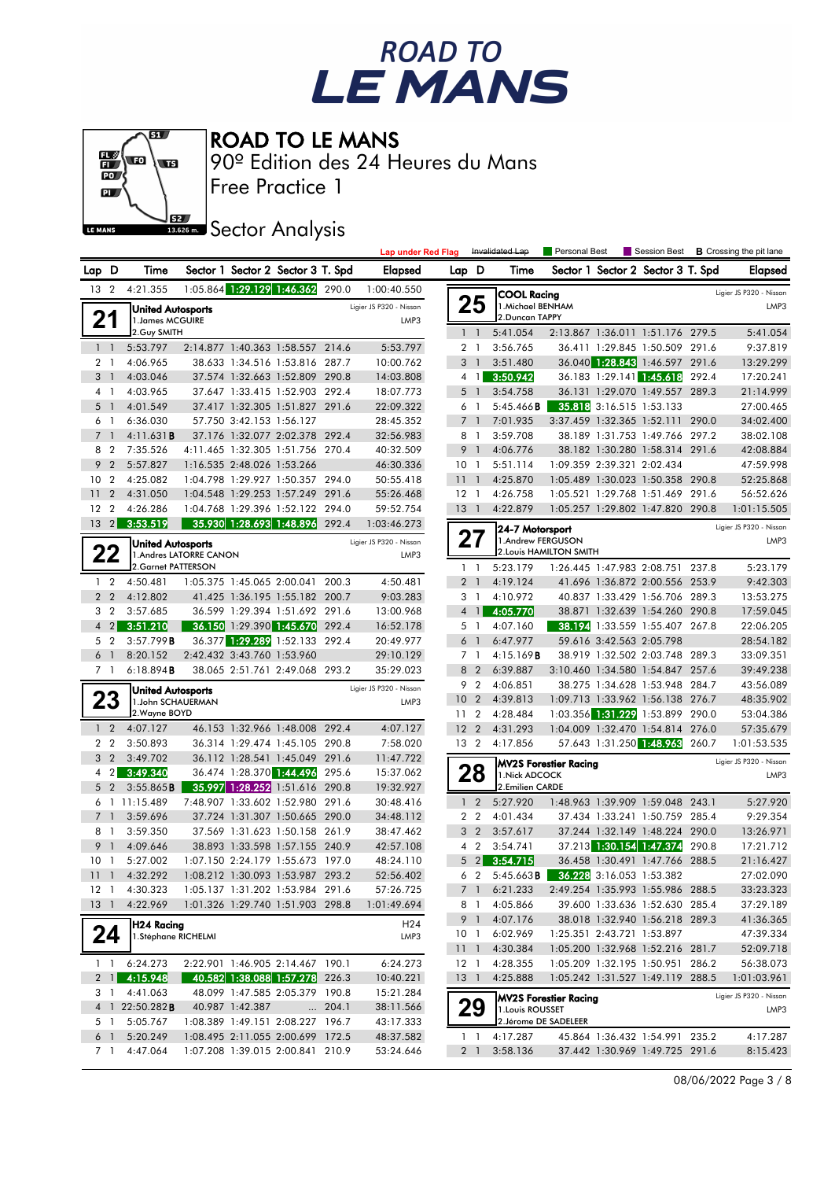# ROAD TO LE MANS

90º Edition des 24 Heures du Mans

Free Practice 1

Sector Analysis

Lap under Red Flag | Invalidated Lap | Personal Best | Session Best | B Crossing the pit lane

| Lap | D | Time | Sector 1 | Sector 2 | Sector 3 | T. Spd | Elapsed |
|---|---|---|---|---|---|---|---|
| 13 | 2 | 4:21.355 | 1:05.864 | 1:29.129 | 1:46.362 | 290.0 | 1:00:40.550 |

**21 — United Autosports** — Ligier JS P320 - Nissan — LMP3
1.James MCGUIRE
2.Guy SMITH

| Lap | D | Time | Sector 1 | Sector 2 | Sector 3 | T. Spd | Elapsed |
|---|---|---|---|---|---|---|---|
| 1 | 1 | 5:53.797 | 2:14.877 | 1:40.363 | 1:58.557 | 214.6 | 5:53.797 |
| 2 | 1 | 4:06.965 | 38.633 | 1:34.516 | 1:53.816 | 287.7 | 10:00.762 |
| 3 | 1 | 4:03.046 | 37.574 | 1:32.663 | 1:52.809 | 290.8 | 14:03.808 |
| 4 | 1 | 4:03.965 | 37.647 | 1:33.415 | 1:52.903 | 292.4 | 18:07.773 |
| 5 | 1 | 4:01.549 | 37.417 | 1:32.305 | 1:51.827 | 291.6 | 22:09.322 |
| 6 | 1 | 6:36.030 | 57.750 | 3:42.153 | 1:56.127 | | 28:45.352 |
| 7 | 1 | 4:11.631B | 37.176 | 1:32.077 | 2:02.378 | 292.4 | 32:56.983 |
| 8 | 2 | 7:35.526 | 4:11.465 | 1:32.305 | 1:51.756 | 270.4 | 40:32.509 |
| 9 | 2 | 5:57.827 | 1:16.535 | 2:48.026 | 1:53.266 | | 46:30.336 |
| 10 | 2 | 4:25.082 | 1:04.798 | 1:29.927 | 1:50.357 | 294.0 | 50:55.418 |
| 11 | 2 | 4:31.050 | 1:04.548 | 1:29.253 | 1:57.249 | 291.6 | 55:26.468 |
| 12 | 2 | 4:26.286 | 1:04.768 | 1:29.396 | 1:52.122 | 294.0 | 59:52.754 |
| 13 | 2 | 3:53.519 | 35.930 | 1:28.693 | 1:48.896 | 292.4 | 1:03:46.273 |

**22 — United Autosports** — Ligier JS P320 - Nissan — LMP3
1.Andres LATORRE CANON
2.Garnet PATTERSON

| Lap | D | Time | Sector 1 | Sector 2 | Sector 3 | T. Spd | Elapsed |
|---|---|---|---|---|---|---|---|
| 1 | 2 | 4:50.481 | 1:05.375 | 1:45.065 | 2:00.041 | 200.3 | 4:50.481 |
| 2 | 2 | 4:12.802 | 41.425 | 1:36.195 | 1:55.182 | 200.7 | 9:03.283 |
| 3 | 2 | 3:57.685 | 36.599 | 1:29.394 | 1:51.692 | 291.6 | 13:00.968 |
| 4 | 2 | 3:51.210 | 36.150 | 1:29.390 | 1:45.670 | 292.4 | 16:52.178 |
| 5 | 2 | 3:57.799B | 36.377 | 1:29.289 | 1:52.133 | 292.4 | 20:49.977 |
| 6 | 1 | 8:20.152 | 2:42.432 | 3:43.760 | 1:53.960 | | 29:10.129 |
| 7 | 1 | 6:18.894B | 38.065 | 2:51.761 | 2:49.068 | 293.2 | 35:29.023 |

**23 — United Autosports** — Ligier JS P320 - Nissan — LMP3
1.John SCHAUERMAN
2.Wayne BOYD

| Lap | D | Time | Sector 1 | Sector 2 | Sector 3 | T. Spd | Elapsed |
|---|---|---|---|---|---|---|---|
| 1 | 2 | 4:07.127 | 46.153 | 1:32.966 | 1:48.008 | 292.4 | 4:07.127 |
| 2 | 2 | 3:50.893 | 36.314 | 1:29.474 | 1:45.105 | 290.8 | 7:58.020 |
| 3 | 2 | 3:49.702 | 36.112 | 1:28.541 | 1:45.049 | 291.6 | 11:47.722 |
| 4 | 2 | 3:49.340 | 36.474 | 1:28.370 | 1:44.496 | 295.6 | 15:37.062 |
| 5 | 2 | 3:55.865B | 35.997 | 1:28.252 | 1:51.616 | 290.8 | 19:32.927 |
| 6 | 1 | 11:15.489 | 7:48.907 | 1:33.602 | 1:52.980 | 291.6 | 30:48.416 |
| 7 | 1 | 3:59.696 | 37.724 | 1:31.307 | 1:50.665 | 290.0 | 34:48.112 |
| 8 | 1 | 3:59.350 | 37.569 | 1:31.623 | 1:50.158 | 261.9 | 38:47.462 |
| 9 | 1 | 4:09.646 | 38.893 | 1:33.598 | 1:57.155 | 240.9 | 42:57.108 |
| 10 | 1 | 5:27.002 | 1:07.150 | 2:24.179 | 1:55.673 | 197.0 | 48:24.110 |
| 11 | 1 | 4:32.292 | 1:08.212 | 1:30.093 | 1:53.987 | 293.2 | 52:56.402 |
| 12 | 1 | 4:30.323 | 1:05.137 | 1:31.202 | 1:53.984 | 291.6 | 57:26.725 |
| 13 | 1 | 4:22.969 | 1:01.326 | 1:29.740 | 1:51.903 | 298.8 | 1:01:49.694 |

**24 — H24 Racing** — H24 — LMP3
1.Stéphane RICHELMI

| Lap | D | Time | Sector 1 | Sector 2 | Sector 3 | T. Spd | Elapsed |
|---|---|---|---|---|---|---|---|
| 1 | 1 | 6:24.273 | 2:22.901 | 1:46.905 | 2:14.467 | 190.1 | 6:24.273 |
| 2 | 1 | 4:15.948 | 40.582 | 1:38.088 | 1:57.278 | 226.3 | 10:40.221 |
| 3 | 1 | 4:41.063 | 48.099 | 1:47.585 | 2:05.379 | 190.8 | 15:21.284 |
| 4 | 1 | 22:50.282B | 40.987 | 1:42.387 | ... | 204.1 | 38:11.566 |
| 5 | 1 | 5:05.767 | 1:08.389 | 1:49.151 | 2:08.227 | 196.7 | 43:17.333 |
| 6 | 1 | 5:20.249 | 1:08.495 | 2:11.055 | 2:00.699 | 172.5 | 48:37.582 |
| 7 | 1 | 4:47.064 | 1:07.208 | 1:39.015 | 2:00.841 | 210.9 | 53:24.646 |

**25 — COOL Racing** — Ligier JS P320 - Nissan — LMP3
1.Michael BENHAM
2.Duncan TAPPY

| Lap | D | Time | Sector 1 | Sector 2 | Sector 3 | T. Spd | Elapsed |
|---|---|---|---|---|---|---|---|
| 1 | 1 | 5:41.054 | 2:13.867 | 1:36.011 | 1:51.176 | 279.5 | 5:41.054 |
| 2 | 1 | 3:56.765 | 36.411 | 1:29.845 | 1:50.509 | 291.6 | 9:37.819 |
| 3 | 1 | 3:51.480 | 36.040 | 1:28.843 | 1:46.597 | 291.6 | 13:29.299 |
| 4 | 1 | 3:50.942 | 36.183 | 1:29.141 | 1:45.618 | 292.4 | 17:20.241 |
| 5 | 1 | 3:54.758 | 36.131 | 1:29.070 | 1:49.557 | 289.3 | 21:14.999 |
| 6 | 1 | 5:45.466B | 35.818 | 3:16.515 | 1:53.133 | | 27:00.465 |
| 7 | 1 | 7:01.935 | 3:37.459 | 1:32.365 | 1:52.111 | 290.0 | 34:02.400 |
| 8 | 1 | 3:59.708 | 38.189 | 1:31.753 | 1:49.766 | 297.2 | 38:02.108 |
| 9 | 1 | 4:06.776 | 38.182 | 1:30.280 | 1:58.314 | 291.6 | 42:08.884 |
| 10 | 1 | 5:51.114 | 1:09.359 | 2:39.321 | 2:02.434 | | 47:59.998 |
| 11 | 1 | 4:25.870 | 1:05.489 | 1:30.023 | 1:50.358 | 290.8 | 52:25.868 |
| 12 | 1 | 4:26.758 | 1:05.521 | 1:29.768 | 1:51.469 | 291.6 | 56:52.626 |
| 13 | 1 | 4:22.879 | 1:05.257 | 1:29.802 | 1:47.820 | 290.8 | 1:01:15.505 |

**27 — 24-7 Motorsport** — Ligier JS P320 - Nissan — LMP3
1.Andrew FERGUSON
2.Louis HAMILTON SMITH

| Lap | D | Time | Sector 1 | Sector 2 | Sector 3 | T. Spd | Elapsed |
|---|---|---|---|---|---|---|---|
| 1 | 1 | 5:23.179 | 1:26.445 | 1:47.983 | 2:08.751 | 237.8 | 5:23.179 |
| 2 | 1 | 4:19.124 | 41.696 | 1:36.872 | 2:00.556 | 253.9 | 9:42.303 |
| 3 | 1 | 4:10.972 | 40.837 | 1:33.429 | 1:56.706 | 289.3 | 13:53.275 |
| 4 | 1 | 4:05.770 | 38.871 | 1:32.639 | 1:54.260 | 290.8 | 17:59.045 |
| 5 | 1 | 4:07.160 | 38.194 | 1:33.559 | 1:55.407 | 267.8 | 22:06.205 |
| 6 | 1 | 6:47.977 | 59.616 | 3:42.563 | 2:05.798 | | 28:54.182 |
| 7 | 1 | 4:15.169B | 38.919 | 1:32.502 | 2:03.748 | 289.3 | 33:09.351 |
| 8 | 2 | 6:39.887 | 3:10.460 | 1:34.580 | 1:54.847 | 257.6 | 39:49.238 |
| 9 | 2 | 4:06.851 | 38.275 | 1:34.628 | 1:53.948 | 284.7 | 43:56.089 |
| 10 | 2 | 4:39.813 | 1:09.713 | 1:33.962 | 1:56.138 | 276.7 | 48:35.902 |
| 11 | 2 | 4:28.484 | 1:03.356 | 1:31.229 | 1:53.899 | 290.0 | 53:04.386 |
| 12 | 2 | 4:31.293 | 1:04.009 | 1:32.470 | 1:54.814 | 276.0 | 57:35.679 |
| 13 | 2 | 4:17.856 | 57.643 | 1:31.250 | 1:48.963 | 260.7 | 1:01:53.535 |

**28 — MV2S Forestier Racing** — Ligier JS P320 - Nissan — LMP3
1.Nick ADCOCK
2.Emilien CARDE

| Lap | D | Time | Sector 1 | Sector 2 | Sector 3 | T. Spd | Elapsed |
|---|---|---|---|---|---|---|---|
| 1 | 2 | 5:27.920 | 1:48.963 | 1:39.909 | 1:59.048 | 243.1 | 5:27.920 |
| 2 | 2 | 4:01.434 | 37.434 | 1:33.241 | 1:50.759 | 285.4 | 9:29.354 |
| 3 | 2 | 3:57.617 | 37.244 | 1:32.149 | 1:48.224 | 290.0 | 13:26.971 |
| 4 | 2 | 3:54.741 | 37.213 | 1:30.154 | 1:47.374 | 290.8 | 17:21.712 |
| 5 | 2 | 3:54.715 | 36.458 | 1:30.491 | 1:47.766 | 288.5 | 21:16.427 |
| 6 | 2 | 5:45.663B | 36.228 | 3:16.053 | 1:53.382 | | 27:02.090 |
| 7 | 1 | 6:21.233 | 2:49.254 | 1:35.993 | 1:55.986 | 288.5 | 33:23.323 |
| 8 | 1 | 4:05.866 | 39.600 | 1:33.636 | 1:52.630 | 285.4 | 37:29.189 |
| 9 | 1 | 4:07.176 | 38.018 | 1:32.940 | 1:56.218 | 289.3 | 41:36.365 |
| 10 | 1 | 6:02.969 | 1:25.351 | 2:43.721 | 1:53.897 | | 47:39.334 |
| 11 | 1 | 4:30.384 | 1:05.200 | 1:32.968 | 1:52.216 | 281.7 | 52:09.718 |
| 12 | 1 | 4:28.355 | 1:05.209 | 1:32.195 | 1:50.951 | 286.2 | 56:38.073 |
| 13 | 1 | 4:25.888 | 1:05.242 | 1:31.527 | 1:49.119 | 288.5 | 1:01:03.961 |

**29 — MV2S Forestier Racing** — Ligier JS P320 - Nissan — LMP3
1.Louis ROUSSET
2.Jérome DE SADELEER

| Lap | D | Time | Sector 1 | Sector 2 | Sector 3 | T. Spd | Elapsed |
|---|---|---|---|---|---|---|---|
| 1 | 1 | 4:17.287 | 45.864 | 1:36.432 | 1:54.991 | 235.2 | 4:17.287 |
| 2 | 1 | 3:58.136 | 37.442 | 1:30.969 | 1:49.725 | 291.6 | 8:15.423 |

08/06/2022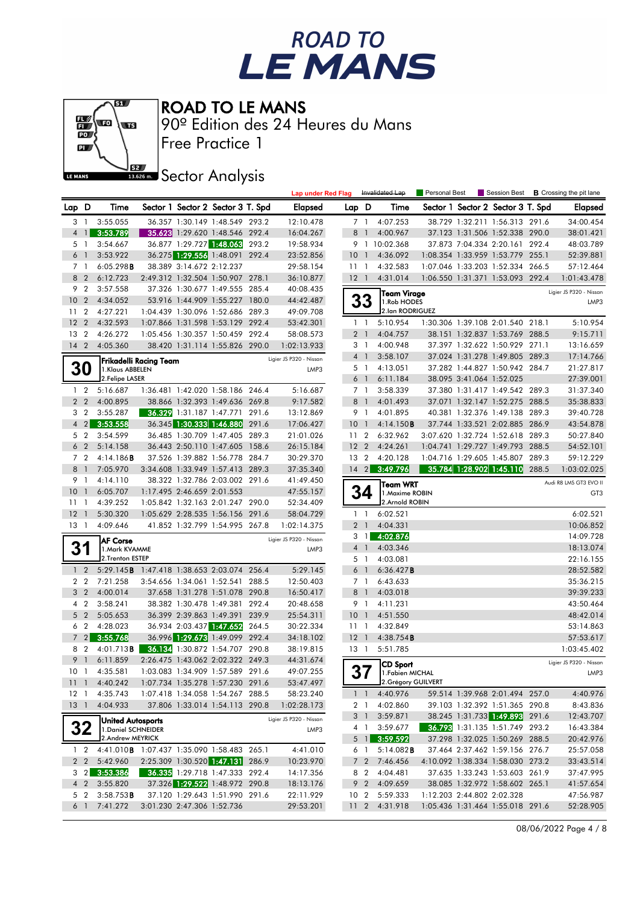# ROAD TO LE MANS

90º Edition des 24 Heures du Mans

Free Practice 1

Sector Analysis

Lap under Red Flag | Invalidated Lap | Personal Best | Session Best | **B** Crossing the pit lane

| Lap | D | Time | Sector 1 | Sector 2 | Sector 3 | T. Spd | Elapsed |
|---|---|---|---|---|---|---|---|
| 3 | 1 | 3:55.055 | 36.357 | 1:30.149 | 1:48.549 | 293.2 | 12:10.478 |
| 4 | 1 | 3:53.789 | 35.623 | 1:29.620 | 1:48.546 | 292.4 | 16:04.267 |
| 5 | 1 | 3:54.667 | 36.877 | 1:29.727 | 1:48.063 | 293.2 | 19:58.934 |
| 6 | 1 | 3:53.922 | 36.275 | 1:29.556 | 1:48.091 | 292.4 | 23:52.856 |
| 7 | 1 | 6:05.298B | 38.389 | 3:14.672 | 2:12.237 | | 29:58.154 |
| 8 | 2 | 6:12.723 | 2:49.312 | 1:32.504 | 1:50.907 | 278.1 | 36:10.877 |
| 9 | 2 | 3:57.558 | 37.326 | 1:30.677 | 1:49.555 | 285.4 | 40:08.435 |
| 10 | 2 | 4:34.052 | 53.916 | 1:44.909 | 1:55.227 | 180.0 | 44:42.487 |
| 11 | 2 | 4:27.221 | 1:04.439 | 1:30.096 | 1:52.686 | 289.3 | 49:09.708 |
| 12 | 2 | 4:32.593 | 1:07.866 | 1:31.598 | 1:53.129 | 292.4 | 53:42.301 |
| 13 | 2 | 4:26.272 | 1:05.456 | 1:30.357 | 1:50.459 | 292.4 | 58:08.573 |
| 14 | 2 | 4:05.360 | 38.420 | 1:31.114 | 1:55.826 | 290.0 | 1:02:13.933 |

**30 — Frikadelli Racing Team** — Ligier JS P320 - Nissan — LMP3
1. Klaus ABBELEN
2. Felipe LASER

| Lap | D | Time | Sector 1 | Sector 2 | Sector 3 | T. Spd | Elapsed |
|---|---|---|---|---|---|---|---|
| 1 | 2 | 5:16.687 | 1:36.481 | 1:42.020 | 1:58.186 | 246.4 | 5:16.687 |
| 2 | 2 | 4:00.895 | 38.866 | 1:32.393 | 1:49.636 | 269.8 | 9:17.582 |
| 3 | 2 | 3:55.287 | 36.329 | 1:31.187 | 1:47.771 | 291.6 | 13:12.869 |
| 4 | 2 | 3:53.558 | 36.345 | 1:30.333 | 1:46.880 | 291.6 | 17:06.427 |
| 5 | 2 | 3:54.599 | 36.485 | 1:30.709 | 1:47.405 | 289.3 | 21:01.026 |
| 6 | 2 | 5:14.158 | 36.443 | 2:50.110 | 1:47.605 | 158.6 | 26:15.184 |
| 7 | 2 | 4:14.186B | 37.526 | 1:39.882 | 1:56.778 | 284.7 | 30:29.370 |
| 8 | 1 | 7:05.970 | 3:34.608 | 1:33.949 | 1:57.413 | 289.3 | 37:35.340 |
| 9 | 1 | 4:14.110 | 38.322 | 1:32.786 | 2:03.002 | 291.6 | 41:49.450 |
| 10 | 1 | 6:05.707 | 1:17.495 | 2:46.659 | 2:01.553 | | 47:55.157 |
| 11 | 1 | 4:39.252 | 1:05.842 | 1:32.163 | 2:01.247 | 290.0 | 52:34.409 |
| 12 | 1 | 5:30.320 | 1:05.629 | 2:28.535 | 1:56.156 | 291.6 | 58:04.729 |
| 13 | 1 | 4:09.646 | 41.852 | 1:32.799 | 1:54.995 | 267.8 | 1:02:14.375 |

**31 — AF Corse** — Ligier JS P320 - Nissan — LMP3
1. Mark KVAMME
2. Trenton ESTEP

| Lap | D | Time | Sector 1 | Sector 2 | Sector 3 | T. Spd | Elapsed |
|---|---|---|---|---|---|---|---|
| 1 | 2 | 5:29.145B | 1:47.418 | 1:38.653 | 2:03.074 | 256.4 | 5:29.145 |
| 2 | 2 | 7:21.258 | 3:54.656 | 1:34.061 | 1:52.541 | 288.5 | 12:50.403 |
| 3 | 2 | 4:00.014 | 37.658 | 1:31.278 | 1:51.078 | 290.8 | 16:50.417 |
| 4 | 2 | 3:58.241 | 38.382 | 1:30.478 | 1:49.381 | 292.4 | 20:48.658 |
| 5 | 2 | 5:05.653 | 36.399 | 2:39.863 | 1:49.391 | 239.9 | 25:54.311 |
| 6 | 2 | 4:28.023 | 36.934 | 2:03.437 | 1:47.652 | 264.5 | 30:22.334 |
| 7 | 2 | 3:55.768 | 36.996 | 1:29.673 | 1:49.099 | 292.4 | 34:18.102 |
| 8 | 2 | 4:01.713B | 36.134 | 1:30.872 | 1:54.707 | 290.8 | 38:19.815 |
| 9 | 1 | 6:11.859 | 2:26.475 | 1:43.062 | 2:02.322 | 249.3 | 44:31.674 |
| 10 | 1 | 4:35.581 | 1:03.083 | 1:34.909 | 1:57.589 | 291.6 | 49:07.255 |
| 11 | 1 | 4:40.242 | 1:07.734 | 1:35.278 | 1:57.230 | 291.6 | 53:47.497 |
| 12 | 1 | 4:35.743 | 1:07.418 | 1:34.058 | 1:54.267 | 288.5 | 58:23.240 |
| 13 | 1 | 4:04.933 | 37.806 | 1:33.014 | 1:54.113 | 290.8 | 1:02:28.173 |

**32 — United Autosports** — Ligier JS P320 - Nissan — LMP3
1. Daniel SCHNEIDER
2. Andrew MEYRICK

| Lap | D | Time | Sector 1 | Sector 2 | Sector 3 | T. Spd | Elapsed |
|---|---|---|---|---|---|---|---|
| 1 | 2 | 4:41.010B | 1:07.437 | 1:35.090 | 1:58.483 | 265.1 | 4:41.010 |
| 2 | 2 | 5:42.960 | 2:25.309 | 1:30.520 | 1:47.131 | 286.9 | 10:23.970 |
| 3 | 2 | 3:53.386 | 36.335 | 1:29.718 | 1:47.333 | 292.4 | 14:17.356 |
| 4 | 2 | 3:55.820 | 37.326 | 1:29.522 | 1:48.972 | 290.8 | 18:13.176 |
| 5 | 2 | 3:58.753B | 37.120 | 1:29.643 | 1:51.990 | 291.6 | 22:11.929 |
| 6 | 1 | 7:41.272 | 3:01.230 | 2:47.306 | 1:52.736 | | 29:53.201 |
| 7 | 1 | 4:07.253 | 38.729 | 1:32.211 | 1:56.313 | 291.6 | 34:00.454 |
| 8 | 1 | 4:00.967 | 37.123 | 1:31.506 | 1:52.338 | 290.0 | 38:01.421 |
| 9 | 1 | 10:02.368 | 37.873 | 7:04.334 | 2:20.161 | 292.4 | 48:03.789 |
| 10 | 1 | 4:36.092 | 1:08.354 | 1:33.959 | 1:53.779 | 255.1 | 52:39.881 |
| 11 | 1 | 4:32.583 | 1:07.046 | 1:33.203 | 1:52.334 | 266.5 | 57:12.464 |
| 12 | 1 | 4:31.014 | 1:06.550 | 1:31.371 | 1:53.093 | 292.4 | 1:01:43.478 |

**33 — Team Virage** — Ligier JS P320 - Nissan — LMP3
1. Rob HODES
2. Ian RODRIGUEZ

| Lap | D | Time | Sector 1 | Sector 2 | Sector 3 | T. Spd | Elapsed |
|---|---|---|---|---|---|---|---|
| 1 | 1 | 5:10.954 | 1:30.306 | 1:39.108 | 2:01.540 | 218.1 | 5:10.954 |
| 2 | 1 | 4:04.757 | 38.151 | 1:32.837 | 1:53.769 | 288.5 | 9:15.711 |
| 3 | 1 | 4:00.948 | 37.397 | 1:32.622 | 1:50.929 | 271.1 | 13:16.659 |
| 4 | 1 | 3:58.107 | 37.024 | 1:31.278 | 1:49.805 | 289.3 | 17:14.766 |
| 5 | 1 | 4:13.051 | 37.282 | 1:44.827 | 1:50.942 | 284.7 | 21:27.817 |
| 6 | 1 | 6:11.184 | 38.095 | 3:41.064 | 1:52.025 | | 27:39.001 |
| 7 | 1 | 3:58.339 | 37.380 | 1:31.417 | 1:49.542 | 289.3 | 31:37.340 |
| 8 | 1 | 4:01.493 | 37.071 | 1:32.147 | 1:52.275 | 288.5 | 35:38.833 |
| 9 | 1 | 4:01.895 | 40.381 | 1:32.376 | 1:49.138 | 289.3 | 39:40.728 |
| 10 | 1 | 4:14.150B | 37.744 | 1:33.521 | 2:02.885 | 286.9 | 43:54.878 |
| 11 | 2 | 6:32.962 | 3:07.620 | 1:32.724 | 1:52.618 | 289.3 | 50:27.840 |
| 12 | 2 | 4:24.261 | 1:04.741 | 1:29.727 | 1:49.793 | 288.5 | 54:52.101 |
| 13 | 2 | 4:20.128 | 1:04.716 | 1:29.605 | 1:45.807 | 289.3 | 59:12.229 |
| 14 | 2 | 3:49.796 | 35.784 | 1:28.902 | 1:45.110 | 288.5 | 1:03:02.025 |

**34 — Team WRT** — Audi R8 LMS GT3 EVO II — GT3
1. Maxime ROBIN
2. Arnold ROBIN

| Lap | D | Time | Sector 1 | Sector 2 | Sector 3 | T. Spd | Elapsed |
|---|---|---|---|---|---|---|---|
| 1 | 1 | 6:02.521 | | | | | 6:02.521 |
| 2 | 1 | 4:04.331 | | | | | 10:06.852 |
| 3 | 1 | 4:02.876 | | | | | 14:09.728 |
| 4 | 1 | 4:03.346 | | | | | 18:13.074 |
| 5 | 1 | 4:03.081 | | | | | 22:16.155 |
| 6 | 1 | 6:36.427B | | | | | 28:52.582 |
| 7 | 1 | 6:43.633 | | | | | 35:36.215 |
| 8 | 1 | 4:03.018 | | | | | 39:39.233 |
| 9 | 1 | 4:11.231 | | | | | 43:50.464 |
| 10 | 1 | 4:51.550 | | | | | 48:42.014 |
| 11 | 1 | 4:32.849 | | | | | 53:14.863 |
| 12 | 1 | 4:38.754B | | | | | 57:53.617 |
| 13 | 1 | 5:51.785 | | | | | 1:03:45.402 |

**37 — CD Sport** — Ligier JS P320 - Nissan — LMP3
1. Fabien MICHAL
2. Grégory GUILVERT

| Lap | D | Time | Sector 1 | Sector 2 | Sector 3 | T. Spd | Elapsed |
|---|---|---|---|---|---|---|---|
| 1 | 1 | 4:40.976 | 59.514 | 1:39.968 | 2:01.494 | 257.0 | 4:40.976 |
| 2 | 1 | 4:02.860 | 39.103 | 1:32.392 | 1:51.365 | 290.8 | 8:43.836 |
| 3 | 1 | 3:59.871 | 38.245 | 1:31.733 | 1:49.893 | 291.6 | 12:43.707 |
| 4 | 1 | 3:59.677 | 36.793 | 1:31.135 | 1:51.749 | 293.2 | 16:43.384 |
| 5 | 1 | 3:59.592 | 37.298 | 1:32.025 | 1:50.269 | 288.5 | 20:42.976 |
| 6 | 1 | 5:14.082B | 37.464 | 2:37.462 | 1:59.156 | 276.7 | 25:57.058 |
| 7 | 2 | 7:46.456 | 4:10.092 | 1:38.334 | 1:58.030 | 273.2 | 33:43.514 |
| 8 | 2 | 4:04.481 | 37.635 | 1:33.243 | 1:53.603 | 261.9 | 37:47.995 |
| 9 | 2 | 4:09.659 | 38.085 | 1:32.972 | 1:58.602 | 265.1 | 41:57.654 |
| 10 | 2 | 5:59.333 | 1:12.203 | 2:44.802 | 2:02.328 | | 47:56.987 |
| 11 | 2 | 4:31.918 | 1:05.436 | 1:31.464 | 1:55.018 | 291.6 | 52:28.905 |

08/06/2022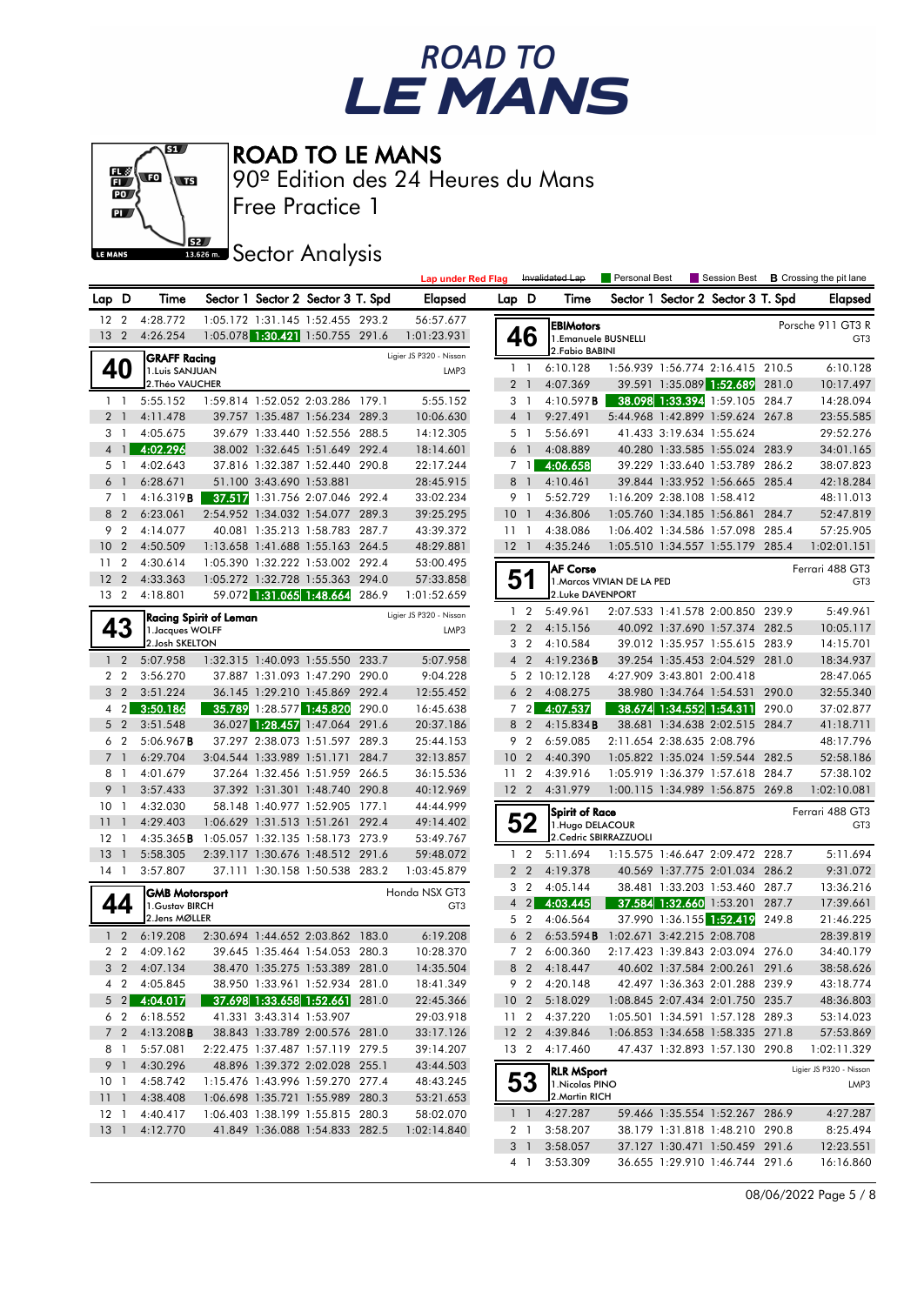# ROAD TO LE MANS

90º Edition des 24 Heures du Mans

Free Practice 1

Sector Analysis

Lap under Red Flag | Invalidated Lap | Personal Best | Session Best | **B** Crossing the pit lane

| Lap | D | Time | Sector 1 | Sector 2 | Sector 3 | T. Spd | Elapsed |
|---|---|---|---|---|---|---|---|
| 12 | 2 | 4:28.772 | 1:05.172 | 1:31.145 | 1:52.455 | 293.2 | 56:57.677 |
| 13 | 2 | 4:26.254 | 1:05.078 | 1:30.421 | 1:50.755 | 291.6 | 1:01:23.931 |

**40** GRAFF Racing — 1.Luis SANJUAN, 2.Théo VAUCHER — Ligier JS P320 - Nissan, LMP3

| Lap | D | Time | Sector 1 | Sector 2 | Sector 3 | T. Spd | Elapsed |
|---|---|---|---|---|---|---|---|
| 1 | 1 | 5:55.152 | 1:59.814 | 1:52.052 | 2:03.286 | 179.1 | 5:55.152 |
| 2 | 1 | 4:11.478 | 39.757 | 1:35.487 | 1:56.234 | 289.3 | 10:06.630 |
| 3 | 1 | 4:05.675 | 39.679 | 1:33.440 | 1:52.556 | 288.5 | 14:12.305 |
| 4 | 1 | 4:02.296 | 38.002 | 1:32.645 | 1:51.649 | 292.4 | 18:14.601 |
| 5 | 1 | 4:02.643 | 37.816 | 1:32.387 | 1:52.440 | 290.8 | 22:17.244 |
| 6 | 1 | 6:28.671 | 51.100 | 3:43.690 | 1:53.881 | | 28:45.915 |
| 7 | 1 | 4:16.319B | 37.517 | 1:31.756 | 2:07.046 | 292.4 | 33:02.234 |
| 8 | 2 | 6:23.061 | 2:54.952 | 1:34.032 | 1:54.077 | 289.3 | 39:25.295 |
| 9 | 2 | 4:14.077 | 40.081 | 1:35.213 | 1:58.783 | 287.7 | 43:39.372 |
| 10 | 2 | 4:50.509 | 1:13.658 | 1:41.688 | 1:55.163 | 264.5 | 48:29.881 |
| 11 | 2 | 4:30.614 | 1:05.390 | 1:32.222 | 1:53.002 | 292.4 | 53:00.495 |
| 12 | 2 | 4:33.363 | 1:05.272 | 1:32.728 | 1:55.363 | 294.0 | 57:33.858 |
| 13 | 2 | 4:18.801 | 59.072 | 1:31.065 | 1:48.664 | 286.9 | 1:01:52.659 |

**43** Racing Spirit of Leman — 1.Jacques WOLFF, 2.Josh SKELTON — Ligier JS P320 - Nissan, LMP3

| Lap | D | Time | Sector 1 | Sector 2 | Sector 3 | T. Spd | Elapsed |
|---|---|---|---|---|---|---|---|
| 1 | 2 | 5:07.958 | 1:32.315 | 1:40.093 | 1:55.550 | 233.7 | 5:07.958 |
| 2 | 2 | 3:56.270 | 37.887 | 1:31.093 | 1:47.290 | 290.0 | 9:04.228 |
| 3 | 2 | 3:51.224 | 36.145 | 1:29.210 | 1:45.869 | 292.4 | 12:55.452 |
| 4 | 2 | 3:50.186 | 35.789 | 1:28.577 | 1:45.820 | 290.0 | 16:45.638 |
| 5 | 2 | 3:51.548 | 36.027 | 1:28.457 | 1:47.064 | 291.6 | 20:37.186 |
| 6 | 2 | 5:06.967B | 37.297 | 2:38.073 | 1:51.597 | 289.3 | 25:44.153 |
| 7 | 1 | 6:29.704 | 3:04.544 | 1:33.989 | 1:51.171 | 284.7 | 32:13.857 |
| 8 | 1 | 4:01.679 | 37.264 | 1:32.456 | 1:51.959 | 266.5 | 36:15.536 |
| 9 | 1 | 3:57.433 | 37.392 | 1:31.301 | 1:48.740 | 290.8 | 40:12.969 |
| 10 | 1 | 4:32.030 | 58.148 | 1:40.977 | 1:52.905 | 177.1 | 44:44.999 |
| 11 | 1 | 4:29.403 | 1:06.629 | 1:31.513 | 1:51.261 | 292.4 | 49:14.402 |
| 12 | 1 | 4:35.365B | 1:05.057 | 1:32.135 | 1:58.173 | 273.9 | 53:49.767 |
| 13 | 1 | 5:58.305 | 2:39.117 | 1:30.676 | 1:48.512 | 291.6 | 59:48.072 |
| 14 | 1 | 3:57.807 | 37.111 | 1:30.158 | 1:50.538 | 283.2 | 1:03:45.879 |

**44** GMB Motorsport — 1.Gustav BIRCH, 2.Jens MØLLER — Honda NSX GT3, GT3

| Lap | D | Time | Sector 1 | Sector 2 | Sector 3 | T. Spd | Elapsed |
|---|---|---|---|---|---|---|---|
| 1 | 2 | 6:19.208 | 2:30.694 | 1:44.652 | 2:03.862 | 183.0 | 6:19.208 |
| 2 | 2 | 4:09.162 | 39.645 | 1:35.464 | 1:54.053 | 280.3 | 10:28.370 |
| 3 | 2 | 4:07.134 | 38.470 | 1:35.275 | 1:53.389 | 281.0 | 14:35.504 |
| 4 | 2 | 4:05.845 | 38.950 | 1:33.961 | 1:52.934 | 281.0 | 18:41.349 |
| 5 | 2 | 4:04.017 | 37.698 | 1:33.658 | 1:52.661 | 281.0 | 22:45.366 |
| 6 | 2 | 6:18.552 | 41.331 | 3:43.314 | 1:53.907 | | 29:03.918 |
| 7 | 2 | 4:13.208B | 38.843 | 1:33.789 | 2:00.576 | 281.0 | 33:17.126 |
| 8 | 1 | 5:57.081 | 2:22.475 | 1:37.487 | 1:57.119 | 279.5 | 39:14.207 |
| 9 | 1 | 4:30.296 | 48.896 | 1:39.372 | 2:02.028 | 255.1 | 43:44.503 |
| 10 | 1 | 4:58.742 | 1:15.476 | 1:43.996 | 1:59.270 | 277.4 | 48:43.245 |
| 11 | 1 | 4:38.408 | 1:06.698 | 1:35.721 | 1:55.989 | 280.3 | 53:21.653 |
| 12 | 1 | 4:40.417 | 1:06.403 | 1:38.199 | 1:55.815 | 280.3 | 58:02.070 |
| 13 | 1 | 4:12.770 | 41.849 | 1:36.088 | 1:54.833 | 282.5 | 1:02:14.840 |

**46** EBIMotors — 1.Emanuele BUSNELLI, 2.Fabio BABINI — Porsche 911 GT3 R, GT3

| Lap | D | Time | Sector 1 | Sector 2 | Sector 3 | T. Spd | Elapsed |
|---|---|---|---|---|---|---|---|
| 1 | 1 | 6:10.128 | 1:56.939 | 1:56.774 | 2:16.415 | 210.5 | 6:10.128 |
| 2 | 1 | 4:07.369 | 39.591 | 1:35.089 | 1:52.689 | 281.0 | 10:17.497 |
| 3 | 1 | 4:10.597B | 38.098 | 1:33.394 | 1:59.105 | 284.7 | 14:28.094 |
| 4 | 1 | 9:27.491 | 5:44.968 | 1:42.899 | 1:59.624 | 267.8 | 23:55.585 |
| 5 | 1 | 5:56.691 | 41.433 | 3:19.634 | 1:55.624 | | 29:52.276 |
| 6 | 1 | 4:08.889 | 40.280 | 1:33.585 | 1:55.024 | 283.9 | 34:01.165 |
| 7 | 1 | 4:06.658 | 39.229 | 1:33.640 | 1:53.789 | 286.2 | 38:07.823 |
| 8 | 1 | 4:10.461 | 39.844 | 1:33.952 | 1:56.665 | 285.4 | 42:18.284 |
| 9 | 1 | 5:52.729 | 1:16.209 | 2:38.108 | 1:58.412 | | 48:11.013 |
| 10 | 1 | 4:36.806 | 1:05.760 | 1:34.185 | 1:56.861 | 284.7 | 52:47.819 |
| 11 | 1 | 4:38.086 | 1:06.402 | 1:34.586 | 1:57.098 | 285.4 | 57:25.905 |
| 12 | 1 | 4:35.246 | 1:05.510 | 1:34.557 | 1:55.179 | 285.4 | 1:02:01.151 |

**51** AF Corse — 1.Marcos VIVIAN DE LA PED, 2.Luke DAVENPORT — Ferrari 488 GT3, GT3

| Lap | D | Time | Sector 1 | Sector 2 | Sector 3 | T. Spd | Elapsed |
|---|---|---|---|---|---|---|---|
| 1 | 2 | 5:49.961 | 2:07.533 | 1:41.578 | 2:00.850 | 239.9 | 5:49.961 |
| 2 | 2 | 4:15.156 | 40.092 | 1:37.690 | 1:57.374 | 282.5 | 10:05.117 |
| 3 | 2 | 4:10.584 | 39.012 | 1:35.957 | 1:55.615 | 283.9 | 14:15.701 |
| 4 | 2 | 4:19.236B | 39.254 | 1:35.453 | 2:04.529 | 281.0 | 18:34.937 |
| 5 | 2 | 10:12.128 | 4:27.909 | 3:43.801 | 2:00.418 | | 28:47.065 |
| 6 | 2 | 4:08.275 | 38.980 | 1:34.764 | 1:54.531 | 290.0 | 32:55.340 |
| 7 | 2 | 4:07.537 | 38.674 | 1:34.552 | 1:54.311 | 290.0 | 37:02.877 |
| 8 | 2 | 4:15.834B | 38.681 | 1:34.638 | 2:02.515 | 284.7 | 41:18.711 |
| 9 | 2 | 6:59.085 | 2:11.654 | 2:38.635 | 2:08.796 | | 48:17.796 |
| 10 | 2 | 4:40.390 | 1:05.822 | 1:35.024 | 1:59.544 | 282.5 | 52:58.186 |
| 11 | 2 | 4:39.916 | 1:05.919 | 1:36.379 | 1:57.618 | 284.7 | 57:38.102 |
| 12 | 2 | 4:31.979 | 1:00.115 | 1:34.989 | 1:56.875 | 269.8 | 1:02:10.081 |

**52** Spirit of Race — 1.Hugo DELACOUR, 2.Cedric SBIRRAZZUOLI — Ferrari 488 GT3, GT3

| Lap | D | Time | Sector 1 | Sector 2 | Sector 3 | T. Spd | Elapsed |
|---|---|---|---|---|---|---|---|
| 1 | 2 | 5:11.694 | 1:15.575 | 1:46.647 | 2:09.472 | 228.7 | 5:11.694 |
| 2 | 2 | 4:19.378 | 40.569 | 1:37.775 | 2:01.034 | 286.2 | 9:31.072 |
| 3 | 2 | 4:05.144 | 38.481 | 1:33.203 | 1:53.460 | 287.7 | 13:36.216 |
| 4 | 2 | 4:03.445 | 37.584 | 1:32.660 | 1:53.201 | 287.7 | 17:39.661 |
| 5 | 2 | 4:06.564 | 37.990 | 1:36.155 | 1:52.419 | 249.8 | 21:46.225 |
| 6 | 2 | 6:53.594B | 1:02.671 | 3:42.215 | 2:08.708 | | 28:39.819 |
| 7 | 2 | 6:00.360 | 2:17.423 | 1:39.843 | 2:03.094 | 276.0 | 34:40.179 |
| 8 | 2 | 4:18.447 | 40.602 | 1:37.584 | 2:00.261 | 291.6 | 38:58.626 |
| 9 | 2 | 4:20.148 | 42.497 | 1:36.363 | 2:01.288 | 239.9 | 43:18.774 |
| 10 | 2 | 5:18.029 | 1:08.845 | 2:07.434 | 2:01.750 | 235.7 | 48:36.803 |
| 11 | 2 | 4:37.220 | 1:05.501 | 1:34.591 | 1:57.128 | 289.3 | 53:14.023 |
| 12 | 2 | 4:39.846 | 1:06.853 | 1:34.658 | 1:58.335 | 271.8 | 57:53.869 |
| 13 | 2 | 4:17.460 | 47.437 | 1:32.893 | 1:57.130 | 290.8 | 1:02:11.329 |

**53** RLR MSport — 1.Nicolas PINO, 2.Martin RICH — Ligier JS P320 - Nissan, LMP3

| Lap | D | Time | Sector 1 | Sector 2 | Sector 3 | T. Spd | Elapsed |
|---|---|---|---|---|---|---|---|
| 1 | 1 | 4:27.287 | 59.466 | 1:35.554 | 1:52.267 | 286.9 | 4:27.287 |
| 2 | 1 | 3:58.207 | 38.179 | 1:31.818 | 1:48.210 | 290.8 | 8:25.494 |
| 3 | 1 | 3:58.057 | 37.127 | 1:30.471 | 1:50.459 | 291.6 | 12:23.551 |
| 4 | 1 | 3:53.309 | 36.655 | 1:29.910 | 1:46.744 | 291.6 | 16:16.860 |

08/06/2022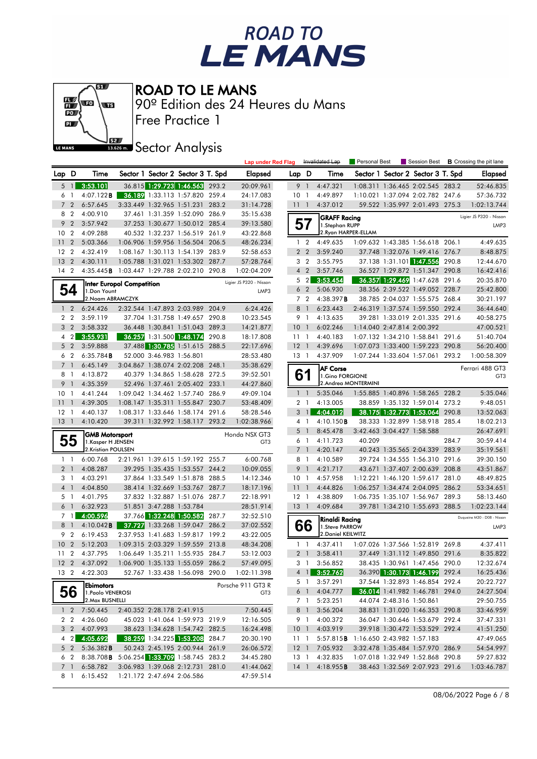# ROAD TO LE MANS

90º Edition des 24 Heures du Mans

Free Practice 1

Sector Analysis

Lap under Red Flag | Invalidated Lap | Personal Best | Session Best | B Crossing the pit lane

| Lap | D | Time | Sector 1 | Sector 2 | Sector 3 | T. Spd | Elapsed |
|---|---|---|---|---|---|---|---|
| 5 | 1 | 3:53.101 | 36.815 | 1:29.723 | 1:46.563 | 293.2 | 20:09.961 |
| 6 | 1 | 4:07.122B | 36.189 | 1:33.113 | 1:57.820 | 259.4 | 24:17.083 |
| 7 | 2 | 6:57.645 | 3:33.449 | 1:32.965 | 1:51.231 | 283.2 | 31:14.728 |
| 8 | 2 | 4:00.910 | 37.461 | 1:31.359 | 1:52.090 | 286.9 | 35:15.638 |
| 9 | 2 | 3:57.942 | 37.253 | 1:30.677 | 1:50.012 | 285.4 | 39:13.580 |
| 10 | 2 | 4:09.288 | 40.532 | 1:32.237 | 1:56.519 | 261.9 | 43:22.868 |
| 11 | 2 | 5:03.366 | 1:06.906 | 1:59.956 | 1:56.504 | 206.1 | 48:26.234 |
| 12 | 2 | 4:32.419 | 1:08.167 | 1:30.113 | 1:54.139 | 283.9 | 52:58.653 |
| 13 | 2 | 4:30.111 | 1:05.788 | 1:31.021 | 1:53.302 | 287.7 | 57:28.764 |
| 14 | 2 | 4:35.445B | 1:03.447 | 1:29.788 | 2:02.210 | 290.8 | 1:02:04.209 |

## 54 Inter Europol Competition — Ligier JS P320 - Nissan — LMP3
1.Don Yount
2.Noam ABRAMCZYK

| Lap | D | Time | Sector 1 | Sector 2 | Sector 3 | T. Spd | Elapsed |
|---|---|---|---|---|---|---|---|
| 1 | 2 | 6:24.426 | 2:32.544 | 1:47.893 | 2:03.989 | 204.9 | 6:24.426 |
| 2 | 2 | 3:59.119 | 37.704 | 1:31.758 | 1:49.657 | 290.8 | 10:23.545 |
| 3 | 2 | 3:58.332 | 36.448 | 1:30.841 | 1:51.043 | 289.3 | 14:21.877 |
| 4 | 2 | 3:55.931 | 36.257 | 1:31.500 | 1:48.174 | 290.8 | 18:17.808 |
| 5 | 2 | 3:59.888 | 37.488 | 1:30.785 | 1:51.615 | 288.5 | 22:17.696 |
| 6 | 2 | 6:35.784B | 52.000 | 3:46.983 | 1:56.801 | | 28:53.480 |
| 7 | 1 | 6:45.149 | 3:04.867 | 1:38.074 | 2:02.208 | 248.1 | 35:38.629 |
| 8 | 1 | 4:13.872 | 40.379 | 1:34.865 | 1:58.628 | 272.5 | 39:52.501 |
| 9 | 1 | 4:35.359 | 52.496 | 1:37.461 | 2:05.402 | 233.1 | 44:27.860 |
| 10 | 1 | 4:41.244 | 1:09.042 | 1:34.462 | 1:57.740 | 286.9 | 49:09.104 |
| 11 | 1 | 4:39.305 | 1:08.147 | 1:35.311 | 1:55.847 | 230.7 | 53:48.409 |
| 12 | 1 | 4:40.137 | 1:08.317 | 1:33.646 | 1:58.174 | 291.6 | 58:28.546 |
| 13 | 1 | 4:10.420 | 39.311 | 1:32.992 | 1:58.117 | 293.2 | 1:02:38.966 |

## 55 GMB Motorsport — Honda NSX GT3 — GT3
1.Kasper H JENSEN
2.Kristian POULSEN

| Lap | D | Time | Sector 1 | Sector 2 | Sector 3 | T. Spd | Elapsed |
|---|---|---|---|---|---|---|---|
| 1 | 1 | 6:00.768 | 2:21.961 | 1:39.615 | 1:59.192 | 255.7 | 6:00.768 |
| 2 | 1 | 4:08.287 | 39.295 | 1:35.435 | 1:53.557 | 244.2 | 10:09.055 |
| 3 | 1 | 4:03.291 | 37.864 | 1:33.549 | 1:51.878 | 288.5 | 14:12.346 |
| 4 | 1 | 4:04.850 | 38.414 | 1:32.669 | 1:53.767 | 287.7 | 18:17.196 |
| 5 | 1 | 4:01.795 | 37.832 | 1:32.887 | 1:51.076 | 287.7 | 22:18.991 |
| 6 | 1 | 6:32.923 | 51.851 | 3:47.288 | 1:53.784 | | 28:51.914 |
| 7 | 1 | 4:00.596 | 37.766 | 1:32.248 | 1:50.582 | 287.7 | 32:52.510 |
| 8 | 1 | 4:10.042B | 37.727 | 1:33.268 | 1:59.047 | 286.2 | 37:02.552 |
| 9 | 2 | 6:19.453 | 2:37.953 | 1:41.683 | 1:59.817 | 199.2 | 43:22.005 |
| 10 | 2 | 5:12.203 | 1:09.315 | 2:03.329 | 1:59.559 | 213.8 | 48:34.208 |
| 11 | 2 | 4:37.795 | 1:06.649 | 1:35.211 | 1:55.935 | 284.7 | 53:12.003 |
| 12 | 2 | 4:37.092 | 1:06.900 | 1:35.133 | 1:55.059 | 286.2 | 57:49.095 |
| 13 | 2 | 4:22.303 | 52.767 | 1:33.438 | 1:56.098 | 290.0 | 1:02:11.398 |

## 56 Ebimotors — Porsche 911 GT3 R — GT3
1.Paolo VENEROSI
2.Max BUSNELLI

| Lap | D | Time | Sector 1 | Sector 2 | Sector 3 | T. Spd | Elapsed |
|---|---|---|---|---|---|---|---|
| 1 | 2 | 7:50.445 | 2:40.352 | 2:28.178 | 2:41.915 | | 7:50.445 |
| 2 | 2 | 4:26.060 | 45.023 | 1:41.064 | 1:59.973 | 219.9 | 12:16.505 |
| 3 | 2 | 4:07.993 | 38.623 | 1:34.628 | 1:54.742 | 282.5 | 16:24.498 |
| 4 | 2 | 4:05.692 | 38.259 | 1:34.225 | 1:53.208 | 284.7 | 20:30.190 |
| 5 | 2 | 5:36.382B | 50.243 | 2:45.195 | 2:00.944 | 261.9 | 26:06.572 |
| 6 | 2 | 8:38.708B | 5:06.254 | 1:33.709 | 1:58.745 | 283.2 | 34:45.280 |
| 7 | 1 | 6:58.782 | 3:06.983 | 1:39.068 | 2:12.731 | 281.0 | 41:44.062 |
| 8 | 1 | 6:15.452 | 1:21.172 | 2:47.694 | 2:06.586 | | 47:59.514 |
| 9 | 1 | 4:47.321 | 1:08.311 | 1:36.465 | 2:02.545 | 283.2 | 52:46.835 |
| 10 | 1 | 4:49.897 | 1:10.021 | 1:37.094 | 2:02.782 | 247.6 | 57:36.732 |
| 11 | 1 | 4:37.012 | 59.522 | 1:35.997 | 2:01.493 | 275.3 | 1:02:13.744 |

## 57 GRAFF Racing — Ligier JS P320 - Nissan — LMP3
1.Stephan RUPP
2.Ryan HARPER-ELLAM

| Lap | D | Time | Sector 1 | Sector 2 | Sector 3 | T. Spd | Elapsed |
|---|---|---|---|---|---|---|---|
| 1 | 2 | 4:49.635 | 1:09.632 | 1:43.385 | 1:56.618 | 206.1 | 4:49.635 |
| 2 | 2 | 3:59.240 | 37.748 | 1:32.076 | 1:49.416 | 276.7 | 8:48.875 |
| 3 | 2 | 3:55.795 | 37.138 | 1:31.101 | 1:47.556 | 290.8 | 12:44.670 |
| 4 | 2 | 3:57.746 | 36.527 | 1:29.872 | 1:51.347 | 290.8 | 16:42.416 |
| 5 | 2 | 3:53.454 | 36.357 | 1:29.469 | 1:47.628 | 291.6 | 20:35.870 |
| 6 | 2 | 5:06.930 | 38.356 | 2:39.522 | 1:49.052 | 228.7 | 25:42.800 |
| 7 | 2 | 4:38.397B | 38.785 | 2:04.037 | 1:55.575 | 268.4 | 30:21.197 |
| 8 | 1 | 6:23.443 | 2:46.319 | 1:37.574 | 1:59.550 | 292.4 | 36:44.640 |
| 9 | 1 | 4:13.635 | 39.281 | 1:33.019 | 2:01.335 | 291.6 | 40:58.275 |
| 10 | 1 | 6:02.246 | 1:14.040 | 2:47.814 | 2:00.392 | | 47:00.521 |
| 11 | 1 | 4:40.183 | 1:07.132 | 1:34.210 | 1:58.841 | 291.6 | 51:40.704 |
| 12 | 1 | 4:39.696 | 1:07.073 | 1:33.400 | 1:59.223 | 290.8 | 56:20.400 |
| 13 | 1 | 4:37.909 | 1:07.244 | 1:33.604 | 1:57.061 | 293.2 | 1:00:58.309 |

## 61 AF Corse — Ferrari 488 GT3 — GT3
1.Gino FORGIONE
2.Andrea MONTERMINI

| Lap | D | Time | Sector 1 | Sector 2 | Sector 3 | T. Spd | Elapsed |
|---|---|---|---|---|---|---|---|
| 1 | 1 | 5:35.046 | 1:55.885 | 1:40.896 | 1:58.265 | 228.2 | 5:35.046 |
| 2 | 1 | 4:13.005 | 38.859 | 1:35.132 | 1:59.014 | 273.2 | 9:48.051 |
| 3 | 1 | 4:04.012 | 38.175 | 1:32.773 | 1:53.064 | 290.8 | 13:52.063 |
| 4 | 1 | 4:10.150B | 38.333 | 1:32.899 | 1:58.918 | 285.4 | 18:02.213 |
| 5 | 1 | 8:45.478 | 3:42.463 | 3:04.427 | 1:58.588 | | 26:47.691 |
| 6 | 1 | 4:11.723 | 40.209 | | | 284.7 | 30:59.414 |
| 7 | 1 | 4:20.147 | 40.243 | 1:35.565 | 2:04.339 | 283.9 | 35:19.561 |
| 8 | 1 | 4:10.589 | 39.724 | 1:34.555 | 1:56.310 | 291.6 | 39:30.150 |
| 9 | 1 | 4:21.717 | 43.671 | 1:37.407 | 2:00.639 | 208.8 | 43:51.867 |
| 10 | 1 | 4:57.958 | 1:12.221 | 1:46.120 | 1:59.617 | 281.0 | 48:49.825 |
| 11 | 1 | 4:44.826 | 1:06.257 | 1:34.474 | 2:04.095 | 286.2 | 53:34.651 |
| 12 | 1 | 4:38.809 | 1:06.735 | 1:35.107 | 1:56.967 | 289.3 | 58:13.460 |
| 13 | 1 | 4:09.684 | 39.781 | 1:34.210 | 1:55.693 | 288.5 | 1:02:23.144 |

## 66 Rinaldi Racing — Duqueine M30 - D08 - Nissan — LMP3
1.Steve PARROW
2.Daniel KEILWITZ

| Lap | D | Time | Sector 1 | Sector 2 | Sector 3 | T. Spd | Elapsed |
|---|---|---|---|---|---|---|---|
| 1 | 1 | 4:37.411 | 1:07.026 | 1:37.566 | 1:52.819 | 269.8 | 4:37.411 |
| 2 | 1 | 3:58.411 | 37.449 | 1:31.112 | 1:49.850 | 291.6 | 8:35.822 |
| 3 | 1 | 3:56.852 | 38.435 | 1:30.961 | 1:47.456 | 290.0 | 12:32.674 |
| 4 | 1 | 3:52.762 | 36.390 | 1:30.173 | 1:46.199 | 292.4 | 16:25.436 |
| 5 | 1 | 3:57.291 | 37.544 | 1:32.893 | 1:46.854 | 292.4 | 20:22.727 |
| 6 | 1 | 4:04.777 | 36.014 | 1:41.982 | 1:46.781 | 294.0 | 24:27.504 |
| 7 | 1 | 5:23.251 | 44.074 | 2:48.316 | 1:50.861 | | 29:50.755 |
| 8 | 1 | 3:56.204 | 38.831 | 1:31.020 | 1:46.353 | 290.8 | 33:46.959 |
| 9 | 1 | 4:00.372 | 36.047 | 1:30.646 | 1:53.679 | 292.4 | 37:47.331 |
| 10 | 1 | 4:03.919 | 39.918 | 1:30.472 | 1:53.529 | 292.4 | 41:51.250 |
| 11 | 1 | 5:57.815B | 1:16.650 | 2:43.982 | 1:57.183 | | 47:49.065 |
| 12 | 1 | 7:05.932 | 3:32.478 | 1:35.484 | 1:57.970 | 286.9 | 54:54.997 |
| 13 | 1 | 4:32.835 | 1:07.018 | 1:32.949 | 1:52.868 | 290.8 | 59:27.832 |
| 14 | 1 | 4:18.955B | 38.463 | 1:32.569 | 2:07.923 | 291.6 | 1:03:46.787 |

08/06/2022 Page 6 / 8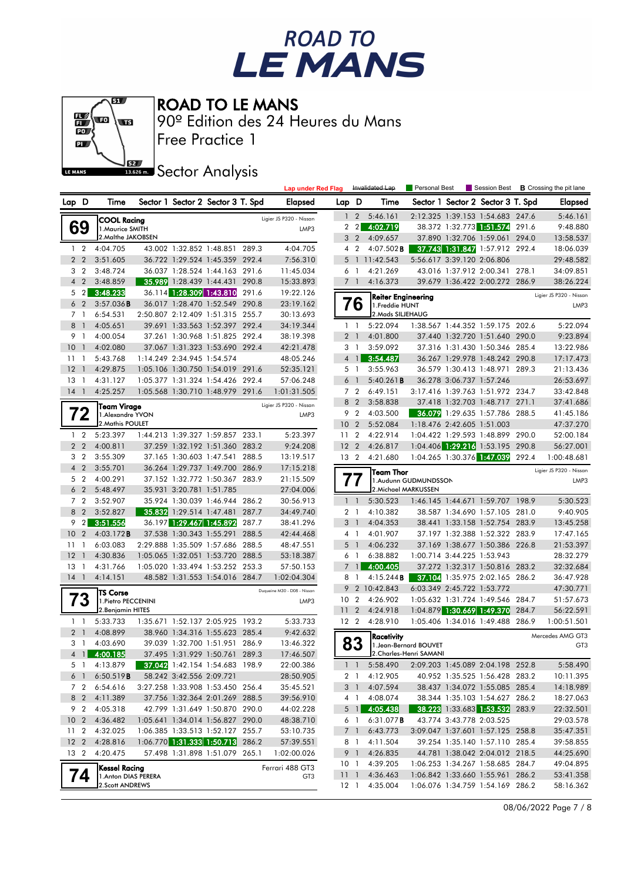# ROAD TO LE MANS

90º Edition des 24 Heures du Mans

Free Practice 1

Sector Analysis

Lap under Red Flag | Invalidated Lap | Personal Best | Session Best | B Crossing the pit lane

## 69 COOL Racing — Ligier JS P320 - Nissan — LMP3

1.Maurice SMITH
2.Malthe JAKOBSEN

| Lap | D | Time | Sector 1 | Sector 2 | Sector 3 | T. Spd | Elapsed |
|---|---|---|---|---|---|---|---|
| 1 | 2 | 4:04.705 | 43.002 | 1:32.852 | 1:48.851 | 289.3 | 4:04.705 |
| 2 | 2 | 3:51.605 | 36.722 | 1:29.524 | 1:45.359 | 292.4 | 7:56.310 |
| 3 | 2 | 3:48.724 | 36.037 | 1:28.524 | 1:44.163 | 291.6 | 11:45.034 |
| 4 | 2 | 3:48.859 | 35.989 | 1:28.439 | 1:44.431 | 290.8 | 15:33.893 |
| 5 | 2 | 3:48.233 | 36.114 | 1:28.309 | 1:43.810 | 291.6 | 19:22.126 |
| 6 | 2 | 3:57.036B | 36.017 | 1:28.470 | 1:52.549 | 290.8 | 23:19.162 |
| 7 | 1 | 6:54.531 | 2:50.807 | 2:12.409 | 1:51.315 | 255.7 | 30:13.693 |
| 8 | 1 | 4:05.651 | 39.691 | 1:33.563 | 1:52.397 | 292.4 | 34:19.344 |
| 9 | 1 | 4:00.054 | 37.261 | 1:30.968 | 1:51.825 | 292.4 | 38:19.398 |
| 10 | 1 | 4:02.080 | 37.067 | 1:31.323 | 1:53.690 | 292.4 | 42:21.478 |
| 11 | 1 | 5:43.768 | 1:14.249 | 2:34.945 | 1:54.574 | | 48:05.246 |
| 12 | 1 | 4:29.875 | 1:05.106 | 1:30.750 | 1:54.019 | 291.6 | 52:35.121 |
| 13 | 1 | 4:31.127 | 1:05.377 | 1:31.324 | 1:54.426 | 292.4 | 57:06.248 |
| 14 | 1 | 4:25.257 | 1:05.568 | 1:30.710 | 1:48.979 | 291.6 | 1:01:31.505 |

## 72 Team Virage — Ligier JS P320 - Nissan — LMP3

1.Alexandre YVON
2.Mathis POULET

| Lap | D | Time | Sector 1 | Sector 2 | Sector 3 | T. Spd | Elapsed |
|---|---|---|---|---|---|---|---|
| 1 | 2 | 5:23.397 | 1:44.213 | 1:39.327 | 1:59.857 | 233.1 | 5:23.397 |
| 2 | 2 | 4:00.811 | 37.259 | 1:32.192 | 1:51.360 | 283.2 | 9:24.208 |
| 3 | 2 | 3:55.309 | 37.165 | 1:30.603 | 1:47.541 | 288.5 | 13:19.517 |
| 4 | 2 | 3:55.701 | 36.264 | 1:29.737 | 1:49.700 | 286.9 | 17:15.218 |
| 5 | 2 | 4:00.291 | 37.152 | 1:32.772 | 1:50.367 | 283.9 | 21:15.509 |
| 6 | 2 | 5:48.497 | 35.931 | 3:20.781 | 1:51.785 | | 27:04.006 |
| 7 | 2 | 3:52.907 | 35.924 | 1:30.039 | 1:46.944 | 286.2 | 30:56.913 |
| 8 | 2 | 3:52.827 | 35.832 | 1:29.514 | 1:47.481 | 287.7 | 34:49.740 |
| 9 | 2 | 3:51.556 | 36.197 | 1:29.467 | 1:45.892 | 287.7 | 38:41.296 |
| 10 | 2 | 4:03.172B | 37.538 | 1:30.343 | 1:55.291 | 288.5 | 42:44.468 |
| 11 | 1 | 6:03.083 | 2:29.888 | 1:35.509 | 1:57.686 | 288.5 | 48:47.551 |
| 12 | 1 | 4:30.836 | 1:05.065 | 1:32.051 | 1:53.720 | 288.5 | 53:18.387 |
| 13 | 1 | 4:31.766 | 1:05.020 | 1:33.494 | 1:53.252 | 253.3 | 57:50.153 |
| 14 | 1 | 4:14.151 | 48.582 | 1:31.553 | 1:54.016 | 284.7 | 1:02:04.304 |

## 73 TS Corse — Duqueine M30 - D08 - Nissan — LMP3

1.Pietro PECCENINI
2.Benjamin HITES

| Lap | D | Time | Sector 1 | Sector 2 | Sector 3 | T. Spd | Elapsed |
|---|---|---|---|---|---|---|---|
| 1 | 1 | 5:33.733 | 1:35.671 | 1:52.137 | 2:05.925 | 193.2 | 5:33.733 |
| 2 | 1 | 4:08.899 | 38.960 | 1:34.316 | 1:55.623 | 285.4 | 9:42.632 |
| 3 | 1 | 4:03.690 | 39.039 | 1:32.700 | 1:51.951 | 286.9 | 13:46.322 |
| 4 | 1 | 4:00.185 | 37.495 | 1:31.929 | 1:50.761 | 289.3 | 17:46.507 |
| 5 | 1 | 4:13.879 | 37.042 | 1:42.154 | 1:54.683 | 198.9 | 22:00.386 |
| 6 | 1 | 6:50.519B | 58.242 | 3:42.556 | 2:09.721 | | 28:50.905 |
| 7 | 2 | 6:54.616 | 3:27.258 | 1:33.908 | 1:53.450 | 256.4 | 35:45.521 |
| 8 | 2 | 4:11.389 | 37.756 | 1:32.364 | 2:01.269 | 288.5 | 39:56.910 |
| 9 | 2 | 4:05.318 | 42.799 | 1:31.649 | 1:50.870 | 290.0 | 44:02.228 |
| 10 | 2 | 4:36.482 | 1:05.641 | 1:34.014 | 1:56.827 | 290.0 | 48:38.710 |
| 11 | 2 | 4:32.025 | 1:06.385 | 1:33.513 | 1:52.127 | 255.7 | 53:10.735 |
| 12 | 2 | 4:28.816 | 1:06.770 | 1:31.333 | 1:50.713 | 286.2 | 57:39.551 |
| 13 | 2 | 4:20.475 | 57.498 | 1:31.898 | 1:51.079 | 265.1 | 1:02:00.026 |

## 74 Kessel Racing — Ferrari 488 GT3 — GT3

1.Anton DIAS PERERA
2.Scott ANDREWS

| Lap | D | Time | Sector 1 | Sector 2 | Sector 3 | T. Spd | Elapsed |
|---|---|---|---|---|---|---|---|
| 1 | 2 | 5:46.161 | 2:12.325 | 1:39.153 | 1:54.683 | 247.6 | 5:46.161 |
| 2 | 2 | 4:02.719 | 38.372 | 1:32.773 | 1:51.574 | 291.6 | 9:48.880 |
| 3 | 2 | 4:09.657 | 37.890 | 1:32.706 | 1:59.061 | 294.0 | 13:58.537 |
| 4 | 2 | 4:07.502B | 37.743 | 1:31.847 | 1:57.912 | 292.4 | 18:06.039 |
| 5 | 1 | 11:42.543 | 5:56.617 | 3:39.120 | 2:06.806 | | 29:48.582 |
| 6 | 1 | 4:21.269 | 43.016 | 1:37.912 | 2:00.341 | 278.1 | 34:09.851 |
| 7 | 1 | 4:16.373 | 39.679 | 1:36.422 | 2:00.272 | 286.9 | 38:26.224 |

## 76 Reiter Engineering — Ligier JS P320 - Nissan — LMP3

1.Freddie HUNT
2.Mads SILJEHAUG

| Lap | D | Time | Sector 1 | Sector 2 | Sector 3 | T. Spd | Elapsed |
|---|---|---|---|---|---|---|---|
| 1 | 1 | 5:22.094 | 1:38.567 | 1:44.352 | 1:59.175 | 202.6 | 5:22.094 |
| 2 | 1 | 4:01.800 | 37.440 | 1:32.720 | 1:51.640 | 290.0 | 9:23.894 |
| 3 | 1 | 3:59.092 | 37.316 | 1:31.430 | 1:50.346 | 285.4 | 13:22.986 |
| 4 | 1 | 3:54.487 | 36.267 | 1:29.978 | 1:48.242 | 290.8 | 17:17.473 |
| 5 | 1 | 3:55.963 | 36.579 | 1:30.413 | 1:48.971 | 289.3 | 21:13.436 |
| 6 | 1 | 5:40.261B | 36.278 | 3:06.737 | 1:57.246 | | 26:53.697 |
| 7 | 2 | 6:49.151 | 3:17.416 | 1:39.763 | 1:51.972 | 234.7 | 33:42.848 |
| 8 | 2 | 3:58.838 | 37.418 | 1:32.703 | 1:48.717 | 271.1 | 37:41.686 |
| 9 | 2 | 4:03.500 | 36.079 | 1:29.635 | 1:57.786 | 288.5 | 41:45.186 |
| 10 | 2 | 5:52.084 | 1:18.476 | 2:42.605 | 1:51.003 | | 47:37.270 |
| 11 | 2 | 4:22.914 | 1:04.422 | 1:29.593 | 1:48.899 | 290.0 | 52:00.184 |
| 12 | 2 | 4:26.817 | 1:04.406 | 1:29.216 | 1:53.195 | 290.8 | 56:27.001 |
| 13 | 2 | 4:21.680 | 1:04.265 | 1:30.376 | 1:47.039 | 292.4 | 1:00:48.681 |

## 77 Team Thor — Ligier JS P320 - Nissan — LMP3

1.Audunn GUDMUNDSSON
2.Michael MARKUSSEN

| Lap | D | Time | Sector 1 | Sector 2 | Sector 3 | T. Spd | Elapsed |
|---|---|---|---|---|---|---|---|
| 1 | 1 | 5:30.523 | 1:46.145 | 1:44.671 | 1:59.707 | 198.9 | 5:30.523 |
| 2 | 1 | 4:10.382 | 38.587 | 1:34.690 | 1:57.105 | 281.0 | 9:40.905 |
| 3 | 1 | 4:04.353 | 38.441 | 1:33.158 | 1:52.754 | 283.9 | 13:45.258 |
| 4 | 1 | 4:01.907 | 37.197 | 1:32.388 | 1:52.322 | 283.9 | 17:47.165 |
| 5 | 1 | 4:06.232 | 38.817 | 1:38.677 | 1:50.386 | 226.8 | 21:53.397 |
| 6 | 1 | 6:38.882 | 1:00.714 | 3:44.225 | 1:53.943 | | 28:32.279 |
| 7 | 1 | 4:00.405 | 37.272 | 1:32.317 | 1:50.816 | 283.2 | 32:32.684 |
| 8 | 1 | 4:15.244B | 37.104 | 1:35.975 | 2:02.165 | 286.2 | 36:47.928 |
| 9 | 2 | 10:42.843 | 6:03.349 | 2:45.722 | 1:53.772 | | 47:30.771 |
| 10 | 2 | 4:26.902 | 1:05.632 | 1:31.724 | 1:49.546 | 284.7 | 51:57.673 |
| 11 | 2 | 4:24.918 | 1:04.879 | 1:30.669 | 1:49.370 | 284.7 | 56:22.591 |
| 12 | 2 | 4:28.910 | 1:05.406 | 1:34.016 | 1:49.488 | 286.9 | 1:00:51.501 |

## 83 Racetivity — Mercedes AMG GT3 — GT3

1.Jean-Bernard BOUVET
2.Charles-Henri SAMANI

| Lap | D | Time | Sector 1 | Sector 2 | Sector 3 | T. Spd | Elapsed |
|---|---|---|---|---|---|---|---|
| 1 | 1 | 5:58.490 | 2:09.203 | 1:45.089 | 2:04.198 | 252.8 | 5:58.490 |
| 2 | 1 | 4:12.905 | 40.952 | 1:35.525 | 1:56.428 | 283.2 | 10:11.395 |
| 3 | 1 | 4:07.594 | 38.437 | 1:34.072 | 1:55.085 | 285.4 | 14:18.989 |
| 4 | 1 | 4:08.074 | 38.344 | 1:35.103 | 1:54.627 | 286.2 | 18:27.063 |
| 5 | 1 | 4:05.438 | 38.223 | 1:33.683 | 1:53.532 | 283.9 | 22:32.501 |
| 6 | 1 | 6:31.077B | 43.774 | 3:43.778 | 2:03.525 | | 29:03.578 |
| 7 | 1 | 6:43.773 | 3:09.047 | 1:37.601 | 1:57.125 | 258.8 | 35:47.351 |
| 8 | 1 | 4:11.504 | 39.254 | 1:35.140 | 1:57.110 | 285.4 | 39:58.855 |
| 9 | 1 | 4:26.835 | 44.781 | 1:38.042 | 2:04.012 | 218.5 | 44:25.690 |
| 10 | 1 | 4:39.205 | 1:06.253 | 1:34.267 | 1:58.685 | 284.7 | 49:04.895 |
| 11 | 1 | 4:36.463 | 1:06.842 | 1:33.660 | 1:55.961 | 286.2 | 53:41.358 |
| 12 | 1 | 4:35.004 | 1:06.076 | 1:34.759 | 1:54.169 | 286.2 | 58:16.362 |

08/06/2022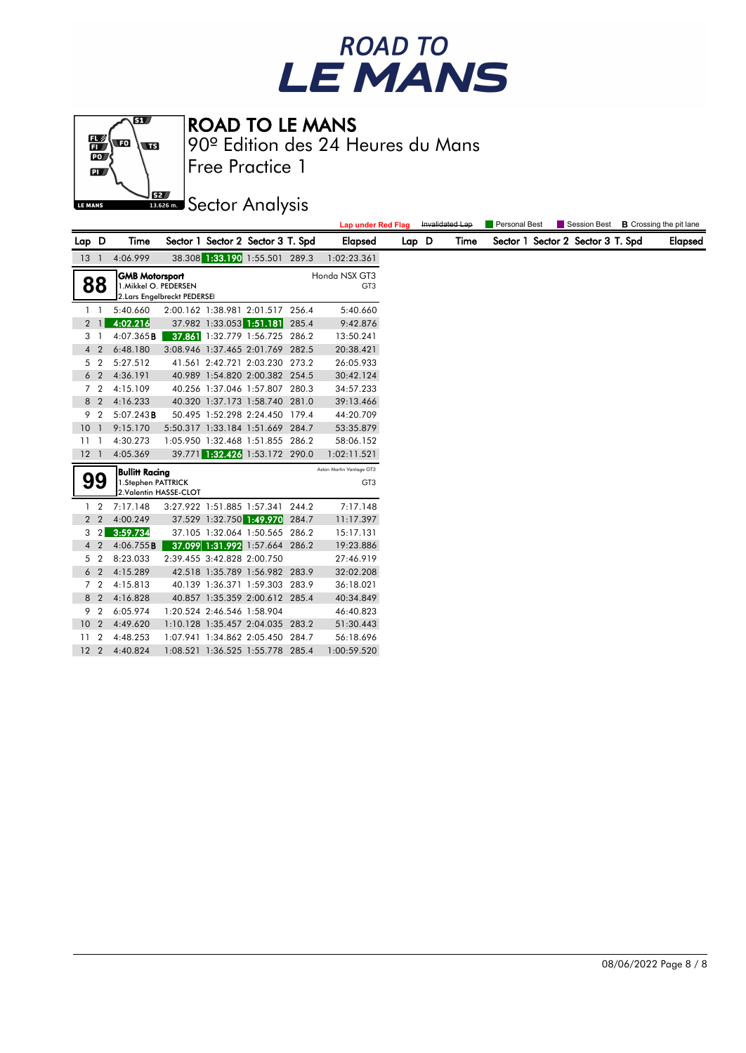# ROAD TO LE MANS

90º Edition des 24 Heures du Mans

Free Practice 1

Sector Analysis

Lap under Red Flag | ~~Invalidated Lap~~ | Personal Best | Session Best | **B** Crossing the pit lane

| Lap | D | Time | Sector 1 | Sector 2 | Sector 3 | T. Spd | Elapsed |
|---|---|---|---|---|---|---|---|
| 13 | 1 | 4:06.999 | 38.308 | 1:33.190 | 1:55.501 | 289.3 | 1:02:23.361 |

**88** — **GMB Motorsport** — Honda NSX GT3 — GT3
1.Mikkel O. PEDERSEN
2.Lars Engelbrecht PEDERSEN

| Lap | D | Time | Sector 1 | Sector 2 | Sector 3 | T. Spd | Elapsed |
|---|---|---|---|---|---|---|---|
| 1 | 1 | 5:40.660 | 2:00.162 | 1:38.981 | 2:01.517 | 256.4 | 5:40.660 |
| 2 | 1 | 4:02.216 | 37.982 | 1:33.053 | 1:51.181 | 285.4 | 9:42.876 |
| 3 | 1 | 4:07.365**B** | 37.861 | 1:32.779 | 1:56.725 | 286.2 | 13:50.241 |
| 4 | 2 | 6:48.180 | 3:08.946 | 1:37.465 | 2:01.769 | 282.5 | 20:38.421 |
| 5 | 2 | 5:27.512 | 41.561 | 2:42.721 | 2:03.230 | 273.2 | 26:05.933 |
| 6 | 2 | 4:36.191 | 40.989 | 1:54.820 | 2:00.382 | 254.5 | 30:42.124 |
| 7 | 2 | 4:15.109 | 40.256 | 1:37.046 | 1:57.807 | 280.3 | 34:57.233 |
| 8 | 2 | 4:16.233 | 40.320 | 1:37.173 | 1:58.740 | 281.0 | 39:13.466 |
| 9 | 2 | 5:07.243**B** | 50.495 | 1:52.298 | 2:24.450 | 179.4 | 44:20.709 |
| 10 | 1 | 9:15.170 | 5:50.317 | 1:33.184 | 1:51.669 | 284.7 | 53:35.879 |
| 11 | 1 | 4:30.273 | 1:05.950 | 1:32.468 | 1:51.855 | 286.2 | 58:06.152 |
| 12 | 1 | 4:05.369 | 39.771 | 1:32.426 | 1:53.172 | 290.0 | 1:02:11.521 |

**99** — **Bullitt Racing** — Aston Martin Vantage GT3 — GT3
1.Stephen PATTRICK
2.Valentin HASSE-CLOT

| Lap | D | Time | Sector 1 | Sector 2 | Sector 3 | T. Spd | Elapsed |
|---|---|---|---|---|---|---|---|
| 1 | 2 | 7:17.148 | 3:27.922 | 1:51.885 | 1:57.341 | 244.2 | 7:17.148 |
| 2 | 2 | 4:00.249 | 37.529 | 1:32.750 | 1:49.970 | 284.7 | 11:17.397 |
| 3 | 2 | 3:59.734 | 37.105 | 1:32.064 | 1:50.565 | 286.2 | 15:17.131 |
| 4 | 2 | 4:06.755**B** | 37.099 | 1:31.992 | 1:57.664 | 286.2 | 19:23.886 |
| 5 | 2 | 8:23.033 | 2:39.455 | 3:42.828 | 2:00.750 | | 27:46.919 |
| 6 | 2 | 4:15.289 | 42.518 | 1:35.789 | 1:56.982 | 283.9 | 32:02.208 |
| 7 | 2 | 4:15.813 | 40.139 | 1:36.371 | 1:59.303 | 283.9 | 36:18.021 |
| 8 | 2 | 4:16.828 | 40.857 | 1:35.359 | 2:00.612 | 285.4 | 40:34.849 |
| 9 | 2 | 6:05.974 | 1:20.524 | 2:46.546 | 1:58.904 | | 46:40.823 |
| 10 | 2 | 4:49.620 | 1:10.128 | 1:35.457 | 2:04.035 | 283.2 | 51:30.443 |
| 11 | 2 | 4:48.253 | 1:07.941 | 1:34.862 | 2:05.450 | 284.7 | 56:18.696 |
| 12 | 2 | 4:40.824 | 1:08.521 | 1:36.525 | 1:55.778 | 285.4 | 1:00:59.520 |

08/06/2022